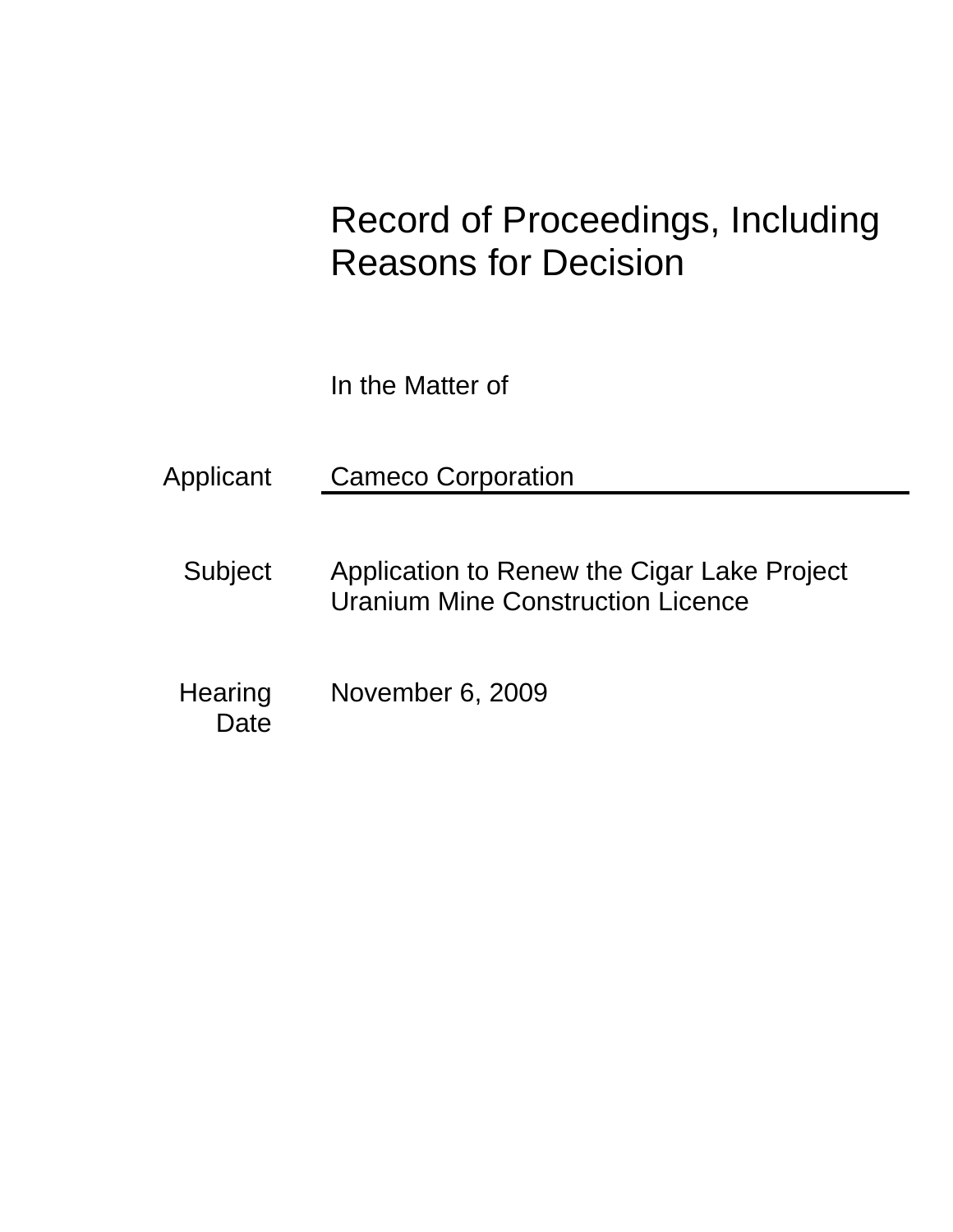# Record of Proceedings, Including Reasons for Decision

In the Matter of

| | |
|---|---|
| Applicant | Cameco Corporation |
| Subject | Application to Renew the Cigar Lake Project Uranium Mine Construction Licence |
| Hearing Date | November 6, 2009 |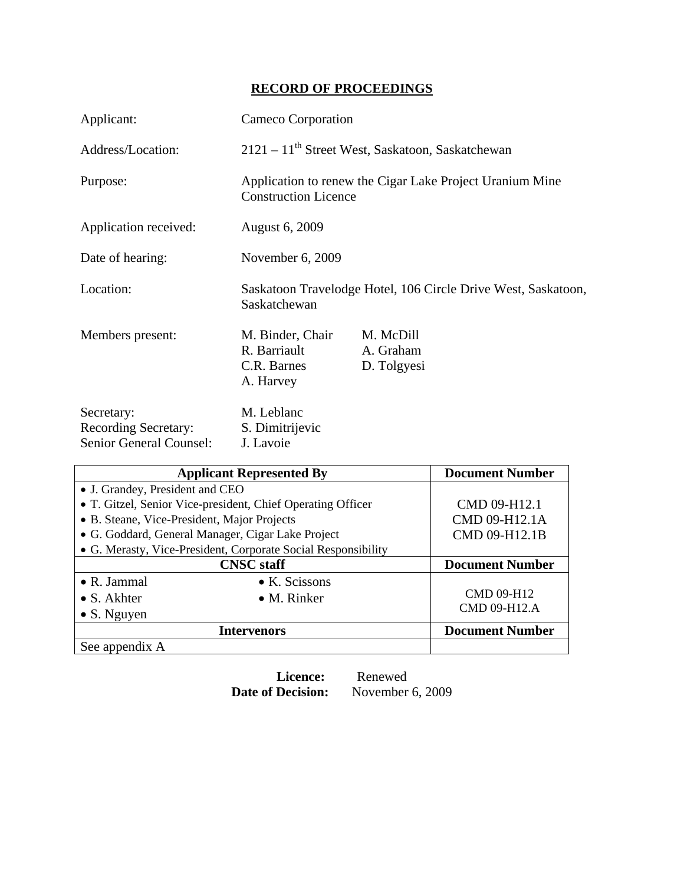## RECORD OF PROCEEDINGS

| | |
|---|---|
| Applicant: | Cameco Corporation |
| Address/Location: | 2121 – 11th Street West, Saskatoon, Saskatchewan |
| Purpose: | Application to renew the Cigar Lake Project Uranium Mine Construction Licence |
| Application received: | August 6, 2009 |
| Date of hearing: | November 6, 2009 |
| Location: | Saskatoon Travelodge Hotel, 106 Circle Drive West, Saskatoon, Saskatchewan |
| Members present: | M. Binder, Chair; R. Barriault; C.R. Barnes; A. Harvey; M. McDill; A. Graham; D. Tolgyesi |
| Secretary: | M. Leblanc |
| Recording Secretary: | S. Dimitrijevic |
| Senior General Counsel: | J. Lavoie |

| Applicant Represented By | Document Number |
|---|---|
| • J. Grandey, President and CEO<br>• T. Gitzel, Senior Vice-president, Chief Operating Officer<br>• B. Steane, Vice-President, Major Projects<br>• G. Goddard, General Manager, Cigar Lake Project<br>• G. Merasty, Vice-President, Corporate Social Responsibility | CMD 09-H12.1<br>CMD 09-H12.1A<br>CMD 09-H12.1B |
| **CNSC staff** | **Document Number** |
| • R. Jammal • K. Scissons<br>• S. Akhter • M. Rinker<br>• S. Nguyen | CMD 09-H12<br>CMD 09-H12.A |
| **Intervenors** | **Document Number** |
| See appendix A | |

**Licence:** Renewed
**Date of Decision:** November 6, 2009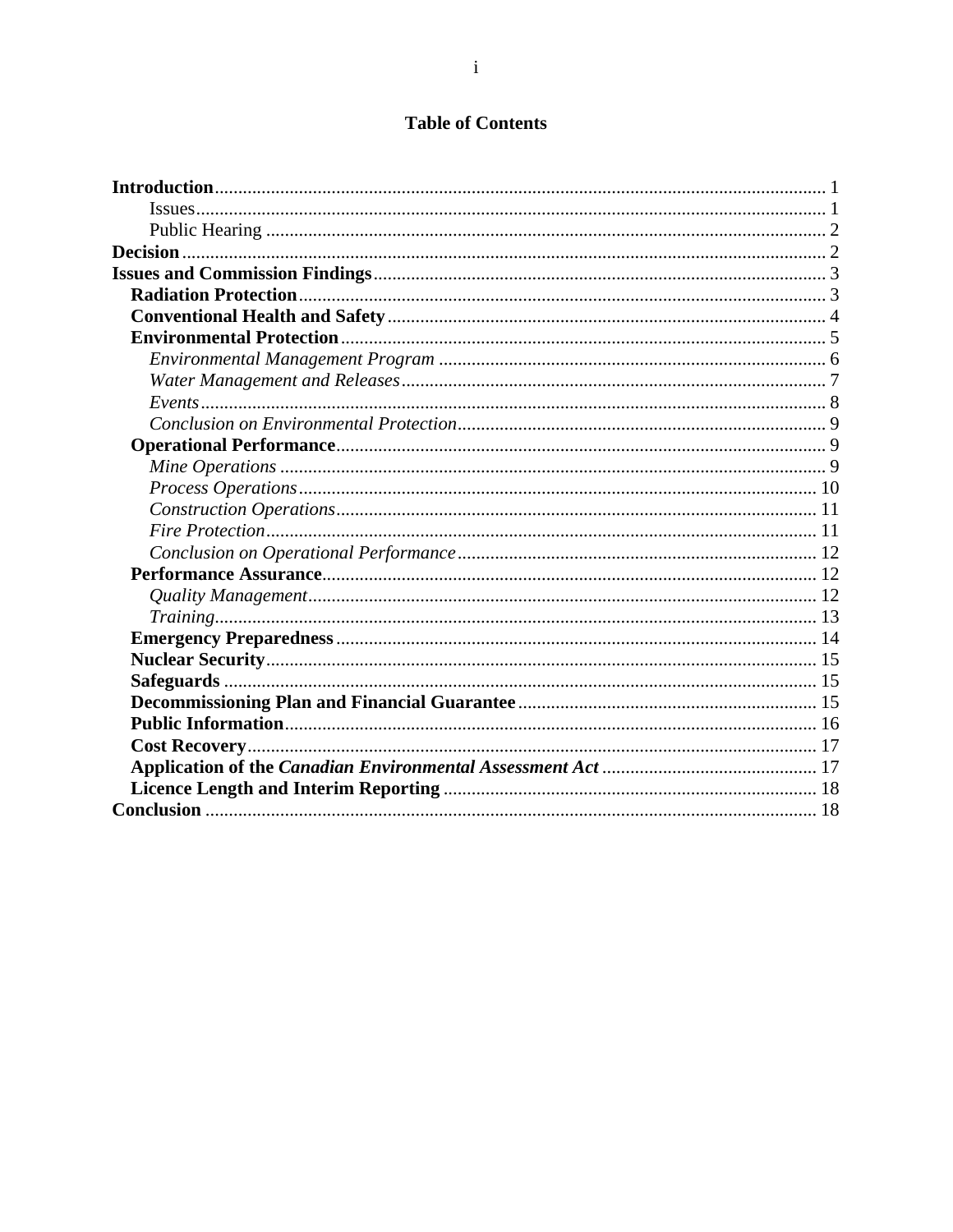# Table of Contents

**Introduction** ..... 1
- Issues ..... 1
- Public Hearing ..... 2

**Decision** ..... 2

**Issues and Commission Findings** ..... 3
- **Radiation Protection** ..... 3
- **Conventional Health and Safety** ..... 4
- **Environmental Protection** ..... 5
  - *Environmental Management Program* ..... 6
  - *Water Management and Releases* ..... 7
  - *Events* ..... 8
  - *Conclusion on Environmental Protection* ..... 9
- **Operational Performance** ..... 9
  - *Mine Operations* ..... 9
  - *Process Operations* ..... 10
  - *Construction Operations* ..... 11
  - *Fire Protection* ..... 11
  - *Conclusion on Operational Performance* ..... 12
- **Performance Assurance** ..... 12
  - *Quality Management* ..... 12
  - *Training* ..... 13
- **Emergency Preparedness** ..... 14
- **Nuclear Security** ..... 15
- **Safeguards** ..... 15
- **Decommissioning Plan and Financial Guarantee** ..... 15
- **Public Information** ..... 16
- **Cost Recovery** ..... 17
- **Application of the *Canadian Environmental Assessment Act*** ..... 17
- **Licence Length and Interim Reporting** ..... 18

**Conclusion** ..... 18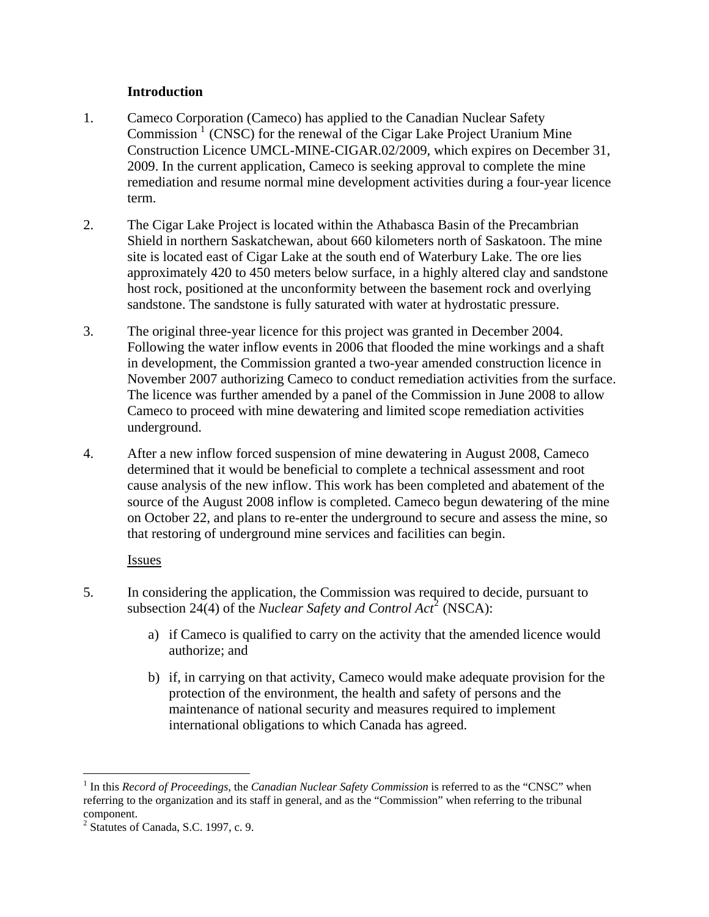## Introduction

1. Cameco Corporation (Cameco) has applied to the Canadian Nuclear Safety Commission [1] (CNSC) for the renewal of the Cigar Lake Project Uranium Mine Construction Licence UMCL-MINE-CIGAR.02/2009, which expires on December 31, 2009. In the current application, Cameco is seeking approval to complete the mine remediation and resume normal mine development activities during a four-year licence term.

2. The Cigar Lake Project is located within the Athabasca Basin of the Precambrian Shield in northern Saskatchewan, about 660 kilometers north of Saskatoon. The mine site is located east of Cigar Lake at the south end of Waterbury Lake. The ore lies approximately 420 to 450 meters below surface, in a highly altered clay and sandstone host rock, positioned at the unconformity between the basement rock and overlying sandstone. The sandstone is fully saturated with water at hydrostatic pressure.

3. The original three-year licence for this project was granted in December 2004. Following the water inflow events in 2006 that flooded the mine workings and a shaft in development, the Commission granted a two-year amended construction licence in November 2007 authorizing Cameco to conduct remediation activities from the surface. The licence was further amended by a panel of the Commission in June 2008 to allow Cameco to proceed with mine dewatering and limited scope remediation activities underground.

4. After a new inflow forced suspension of mine dewatering in August 2008, Cameco determined that it would be beneficial to complete a technical assessment and root cause analysis of the new inflow. This work has been completed and abatement of the source of the August 2008 inflow is completed. Cameco begun dewatering of the mine on October 22, and plans to re-enter the underground to secure and assess the mine, so that restoring of underground mine services and facilities can begin.

<u>Issues</u>

5. In considering the application, the Commission was required to decide, pursuant to subsection 24(4) of the *Nuclear Safety and Control Act*[2] (NSCA):

   a) if Cameco is qualified to carry on the activity that the amended licence would authorize; and

   b) if, in carrying on that activity, Cameco would make adequate provision for the protection of the environment, the health and safety of persons and the maintenance of national security and measures required to implement international obligations to which Canada has agreed.

---

[1] In this *Record of Proceedings*, the *Canadian Nuclear Safety Commission* is referred to as the "CNSC" when referring to the organization and its staff in general, and as the "Commission" when referring to the tribunal component.

[2] Statutes of Canada, S.C. 1997, c. 9.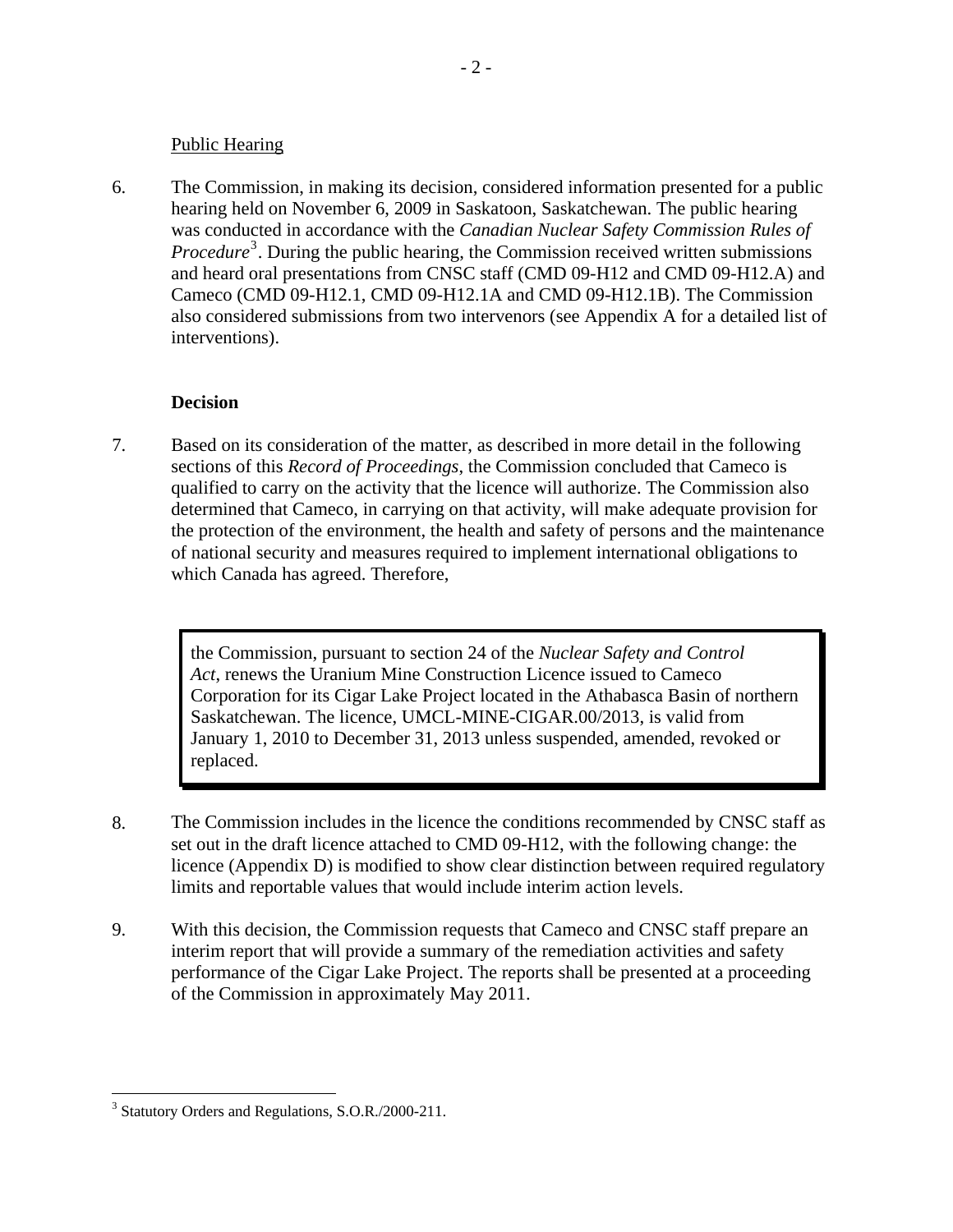Public Hearing

6. The Commission, in making its decision, considered information presented for a public hearing held on November 6, 2009 in Saskatoon, Saskatchewan. The public hearing was conducted in accordance with the *Canadian Nuclear Safety Commission Rules of Procedure*[3]. During the public hearing, the Commission received written submissions and heard oral presentations from CNSC staff (CMD 09-H12 and CMD 09-H12.A) and Cameco (CMD 09-H12.1, CMD 09-H12.1A and CMD 09-H12.1B). The Commission also considered submissions from two intervenors (see Appendix A for a detailed list of interventions).

**Decision**

7. Based on its consideration of the matter, as described in more detail in the following sections of this *Record of Proceedings*, the Commission concluded that Cameco is qualified to carry on the activity that the licence will authorize. The Commission also determined that Cameco, in carrying on that activity, will make adequate provision for the protection of the environment, the health and safety of persons and the maintenance of national security and measures required to implement international obligations to which Canada has agreed. Therefore,

> the Commission, pursuant to section 24 of the *Nuclear Safety and Control Act*, renews the Uranium Mine Construction Licence issued to Cameco Corporation for its Cigar Lake Project located in the Athabasca Basin of northern Saskatchewan. The licence, UMCL-MINE-CIGAR.00/2013, is valid from January 1, 2010 to December 31, 2013 unless suspended, amended, revoked or replaced.

8. The Commission includes in the licence the conditions recommended by CNSC staff as set out in the draft licence attached to CMD 09-H12, with the following change: the licence (Appendix D) is modified to show clear distinction between required regulatory limits and reportable values that would include interim action levels.

9. With this decision, the Commission requests that Cameco and CNSC staff prepare an interim report that will provide a summary of the remediation activities and safety performance of the Cigar Lake Project. The reports shall be presented at a proceeding of the Commission in approximately May 2011.

---

[3] Statutory Orders and Regulations, S.O.R./2000-211.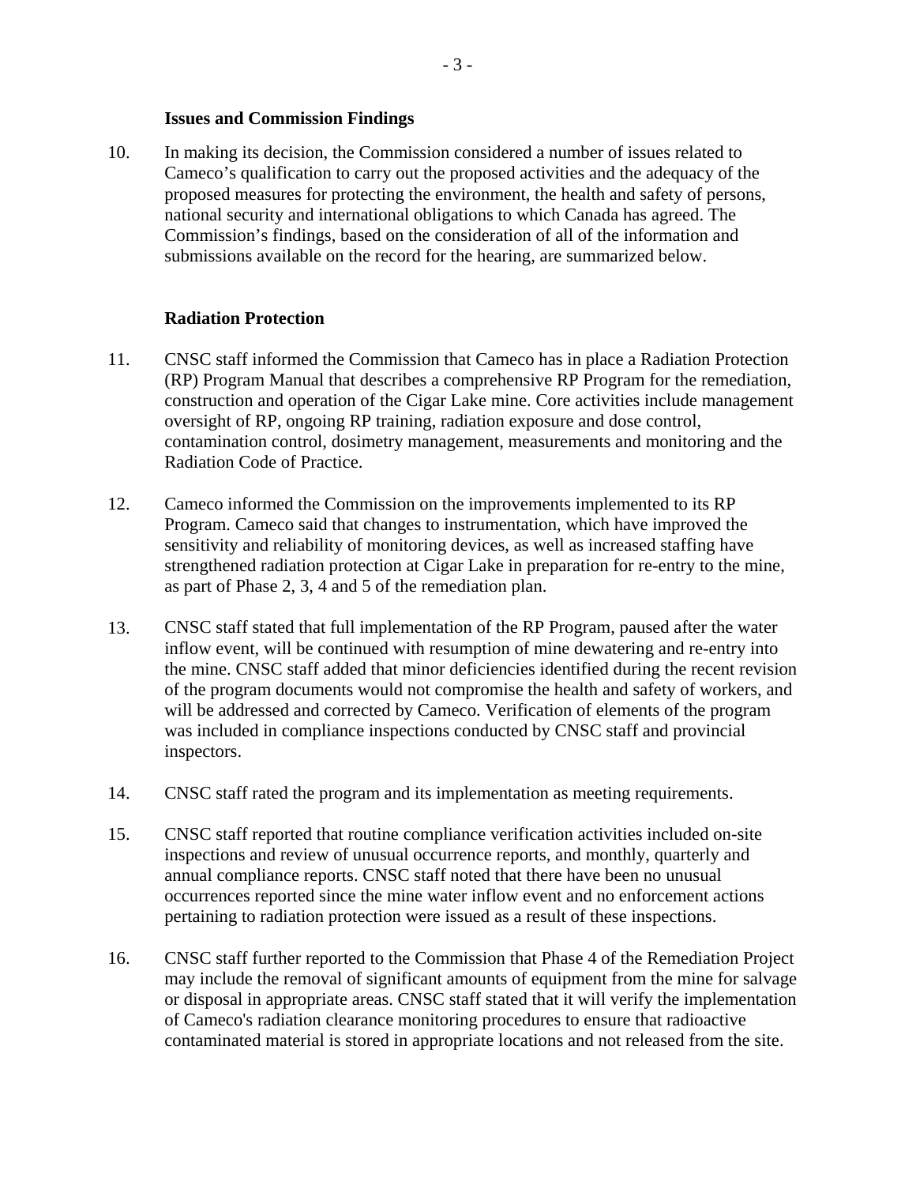### Issues and Commission Findings

10. In making its decision, the Commission considered a number of issues related to Cameco's qualification to carry out the proposed activities and the adequacy of the proposed measures for protecting the environment, the health and safety of persons, national security and international obligations to which Canada has agreed. The Commission's findings, based on the consideration of all of the information and submissions available on the record for the hearing, are summarized below.

### Radiation Protection

11. CNSC staff informed the Commission that Cameco has in place a Radiation Protection (RP) Program Manual that describes a comprehensive RP Program for the remediation, construction and operation of the Cigar Lake mine. Core activities include management oversight of RP, ongoing RP training, radiation exposure and dose control, contamination control, dosimetry management, measurements and monitoring and the Radiation Code of Practice.

12. Cameco informed the Commission on the improvements implemented to its RP Program. Cameco said that changes to instrumentation, which have improved the sensitivity and reliability of monitoring devices, as well as increased staffing have strengthened radiation protection at Cigar Lake in preparation for re-entry to the mine, as part of Phase 2, 3, 4 and 5 of the remediation plan.

13. CNSC staff stated that full implementation of the RP Program, paused after the water inflow event, will be continued with resumption of mine dewatering and re-entry into the mine. CNSC staff added that minor deficiencies identified during the recent revision of the program documents would not compromise the health and safety of workers, and will be addressed and corrected by Cameco. Verification of elements of the program was included in compliance inspections conducted by CNSC staff and provincial inspectors.

14. CNSC staff rated the program and its implementation as meeting requirements.

15. CNSC staff reported that routine compliance verification activities included on-site inspections and review of unusual occurrence reports, and monthly, quarterly and annual compliance reports. CNSC staff noted that there have been no unusual occurrences reported since the mine water inflow event and no enforcement actions pertaining to radiation protection were issued as a result of these inspections.

16. CNSC staff further reported to the Commission that Phase 4 of the Remediation Project may include the removal of significant amounts of equipment from the mine for salvage or disposal in appropriate areas. CNSC staff stated that it will verify the implementation of Cameco's radiation clearance monitoring procedures to ensure that radioactive contaminated material is stored in appropriate locations and not released from the site.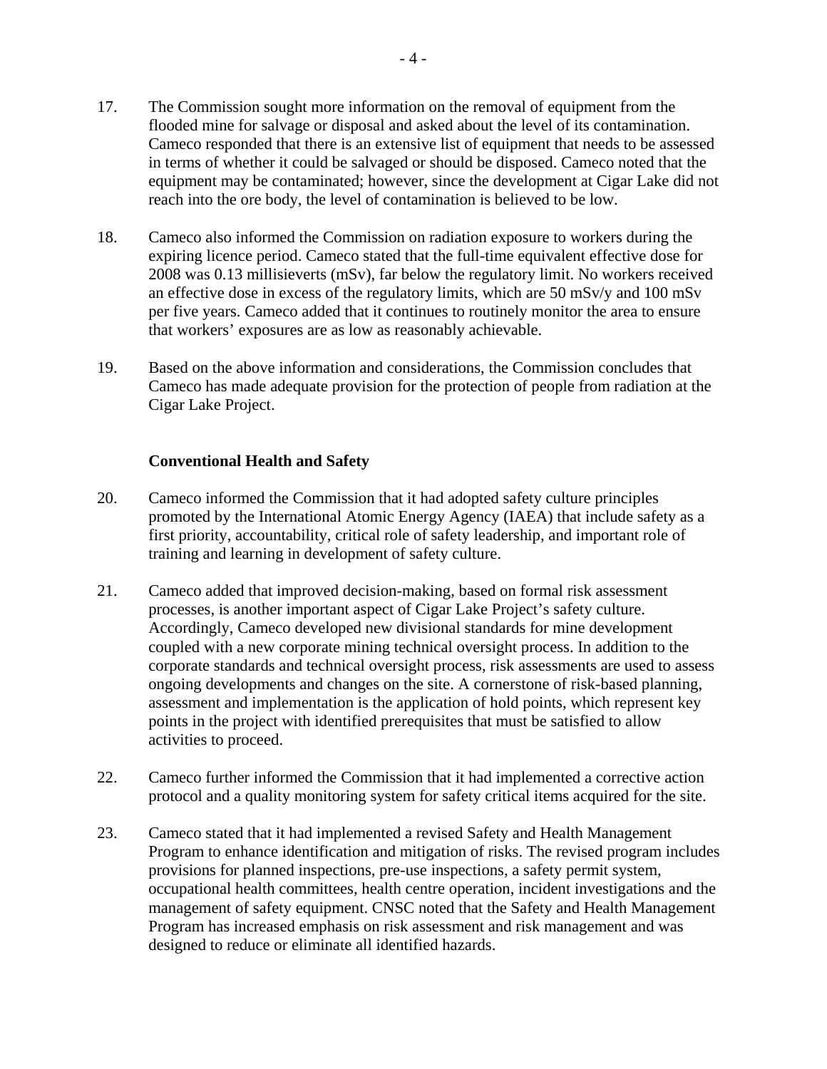17. The Commission sought more information on the removal of equipment from the flooded mine for salvage or disposal and asked about the level of its contamination. Cameco responded that there is an extensive list of equipment that needs to be assessed in terms of whether it could be salvaged or should be disposed. Cameco noted that the equipment may be contaminated; however, since the development at Cigar Lake did not reach into the ore body, the level of contamination is believed to be low.

18. Cameco also informed the Commission on radiation exposure to workers during the expiring licence period. Cameco stated that the full-time equivalent effective dose for 2008 was 0.13 millisieverts (mSv), far below the regulatory limit. No workers received an effective dose in excess of the regulatory limits, which are 50 mSv/y and 100 mSv per five years. Cameco added that it continues to routinely monitor the area to ensure that workers' exposures are as low as reasonably achievable.

19. Based on the above information and considerations, the Commission concludes that Cameco has made adequate provision for the protection of people from radiation at the Cigar Lake Project.

**Conventional Health and Safety**

20. Cameco informed the Commission that it had adopted safety culture principles promoted by the International Atomic Energy Agency (IAEA) that include safety as a first priority, accountability, critical role of safety leadership, and important role of training and learning in development of safety culture.

21. Cameco added that improved decision-making, based on formal risk assessment processes, is another important aspect of Cigar Lake Project's safety culture. Accordingly, Cameco developed new divisional standards for mine development coupled with a new corporate mining technical oversight process. In addition to the corporate standards and technical oversight process, risk assessments are used to assess ongoing developments and changes on the site. A cornerstone of risk-based planning, assessment and implementation is the application of hold points, which represent key points in the project with identified prerequisites that must be satisfied to allow activities to proceed.

22. Cameco further informed the Commission that it had implemented a corrective action protocol and a quality monitoring system for safety critical items acquired for the site.

23. Cameco stated that it had implemented a revised Safety and Health Management Program to enhance identification and mitigation of risks. The revised program includes provisions for planned inspections, pre-use inspections, a safety permit system, occupational health committees, health centre operation, incident investigations and the management of safety equipment. CNSC noted that the Safety and Health Management Program has increased emphasis on risk assessment and risk management and was designed to reduce or eliminate all identified hazards.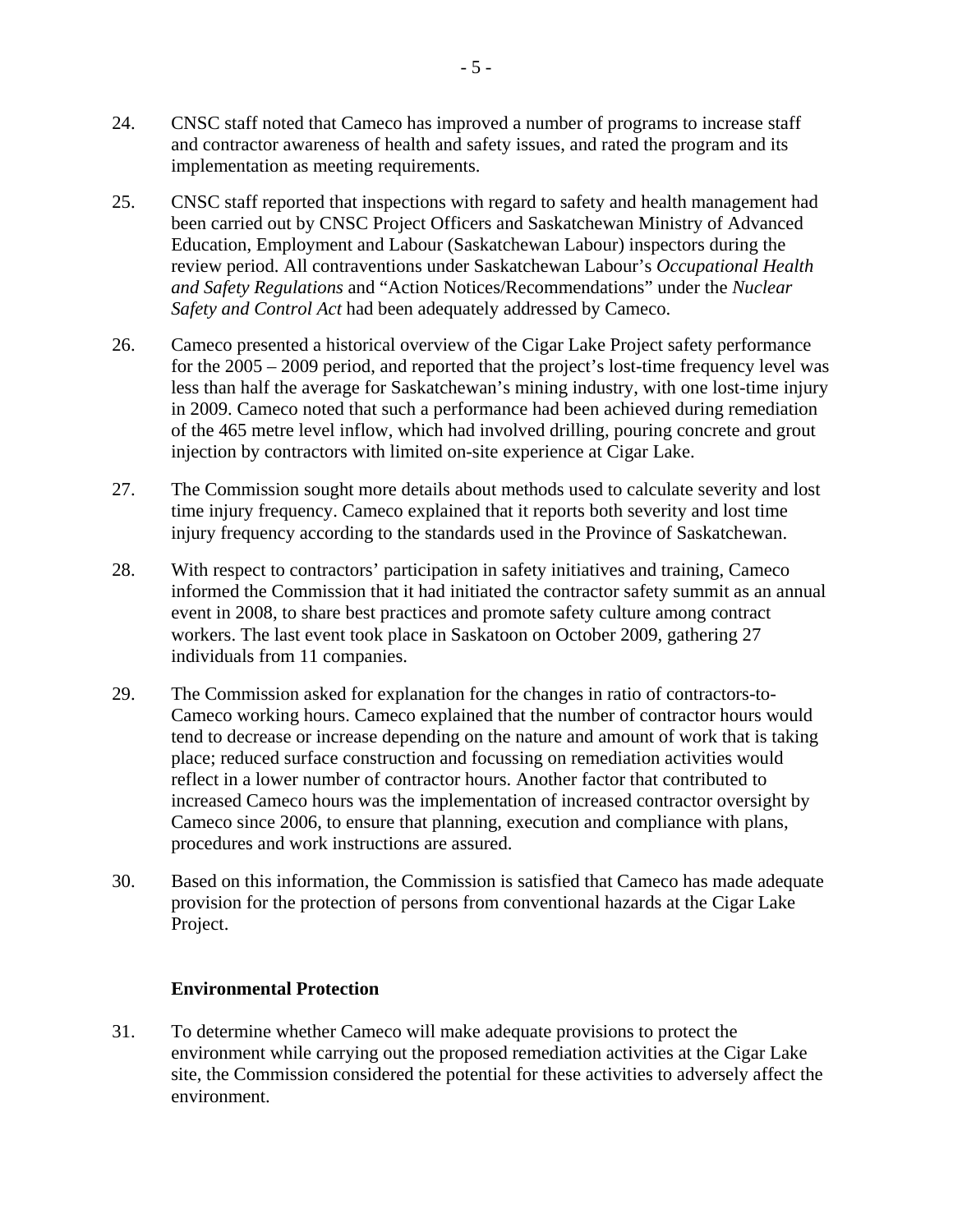24. CNSC staff noted that Cameco has improved a number of programs to increase staff and contractor awareness of health and safety issues, and rated the program and its implementation as meeting requirements.

25. CNSC staff reported that inspections with regard to safety and health management had been carried out by CNSC Project Officers and Saskatchewan Ministry of Advanced Education, Employment and Labour (Saskatchewan Labour) inspectors during the review period. All contraventions under Saskatchewan Labour's *Occupational Health and Safety Regulations* and "Action Notices/Recommendations" under the *Nuclear Safety and Control Act* had been adequately addressed by Cameco.

26. Cameco presented a historical overview of the Cigar Lake Project safety performance for the 2005 – 2009 period, and reported that the project's lost-time frequency level was less than half the average for Saskatchewan's mining industry, with one lost-time injury in 2009. Cameco noted that such a performance had been achieved during remediation of the 465 metre level inflow, which had involved drilling, pouring concrete and grout injection by contractors with limited on-site experience at Cigar Lake.

27. The Commission sought more details about methods used to calculate severity and lost time injury frequency. Cameco explained that it reports both severity and lost time injury frequency according to the standards used in the Province of Saskatchewan.

28. With respect to contractors' participation in safety initiatives and training, Cameco informed the Commission that it had initiated the contractor safety summit as an annual event in 2008, to share best practices and promote safety culture among contract workers. The last event took place in Saskatoon on October 2009, gathering 27 individuals from 11 companies.

29. The Commission asked for explanation for the changes in ratio of contractors-to-Cameco working hours. Cameco explained that the number of contractor hours would tend to decrease or increase depending on the nature and amount of work that is taking place; reduced surface construction and focussing on remediation activities would reflect in a lower number of contractor hours. Another factor that contributed to increased Cameco hours was the implementation of increased contractor oversight by Cameco since 2006, to ensure that planning, execution and compliance with plans, procedures and work instructions are assured.

30. Based on this information, the Commission is satisfied that Cameco has made adequate provision for the protection of persons from conventional hazards at the Cigar Lake Project.

### Environmental Protection

31. To determine whether Cameco will make adequate provisions to protect the environment while carrying out the proposed remediation activities at the Cigar Lake site, the Commission considered the potential for these activities to adversely affect the environment.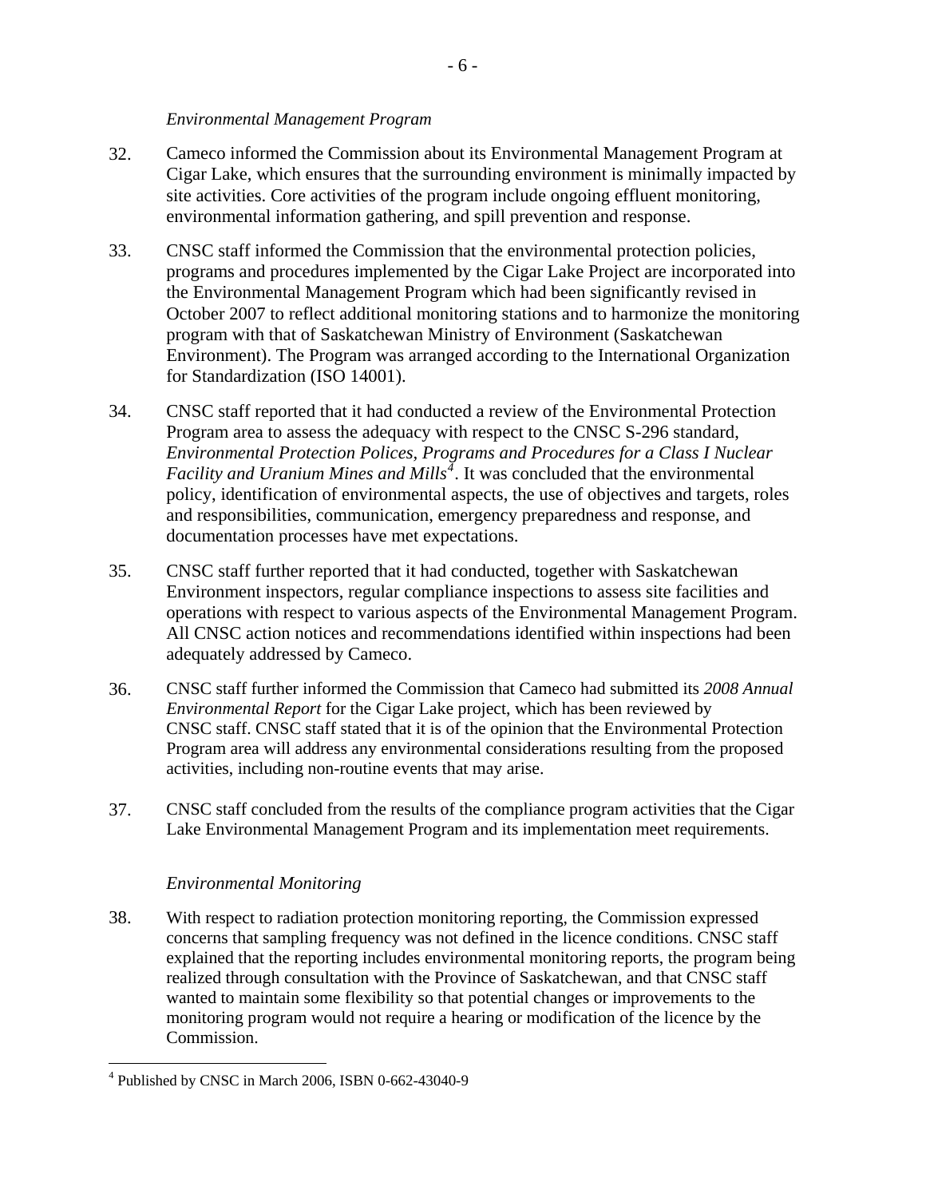*Environmental Management Program*

32. Cameco informed the Commission about its Environmental Management Program at Cigar Lake, which ensures that the surrounding environment is minimally impacted by site activities. Core activities of the program include ongoing effluent monitoring, environmental information gathering, and spill prevention and response.

33. CNSC staff informed the Commission that the environmental protection policies, programs and procedures implemented by the Cigar Lake Project are incorporated into the Environmental Management Program which had been significantly revised in October 2007 to reflect additional monitoring stations and to harmonize the monitoring program with that of Saskatchewan Ministry of Environment (Saskatchewan Environment). The Program was arranged according to the International Organization for Standardization (ISO 14001).

34. CNSC staff reported that it had conducted a review of the Environmental Protection Program area to assess the adequacy with respect to the CNSC S-296 standard, *Environmental Protection Polices, Programs and Procedures for a Class I Nuclear Facility and Uranium Mines and Mills*[4]. It was concluded that the environmental policy, identification of environmental aspects, the use of objectives and targets, roles and responsibilities, communication, emergency preparedness and response, and documentation processes have met expectations.

35. CNSC staff further reported that it had conducted, together with Saskatchewan Environment inspectors, regular compliance inspections to assess site facilities and operations with respect to various aspects of the Environmental Management Program. All CNSC action notices and recommendations identified within inspections had been adequately addressed by Cameco.

36. CNSC staff further informed the Commission that Cameco had submitted its *2008 Annual Environmental Report* for the Cigar Lake project, which has been reviewed by CNSC staff. CNSC staff stated that it is of the opinion that the Environmental Protection Program area will address any environmental considerations resulting from the proposed activities, including non-routine events that may arise.

37. CNSC staff concluded from the results of the compliance program activities that the Cigar Lake Environmental Management Program and its implementation meet requirements.

*Environmental Monitoring*

38. With respect to radiation protection monitoring reporting, the Commission expressed concerns that sampling frequency was not defined in the licence conditions. CNSC staff explained that the reporting includes environmental monitoring reports, the program being realized through consultation with the Province of Saskatchewan, and that CNSC staff wanted to maintain some flexibility so that potential changes or improvements to the monitoring program would not require a hearing or modification of the licence by the Commission.

---

[4] Published by CNSC in March 2006, ISBN 0-662-43040-9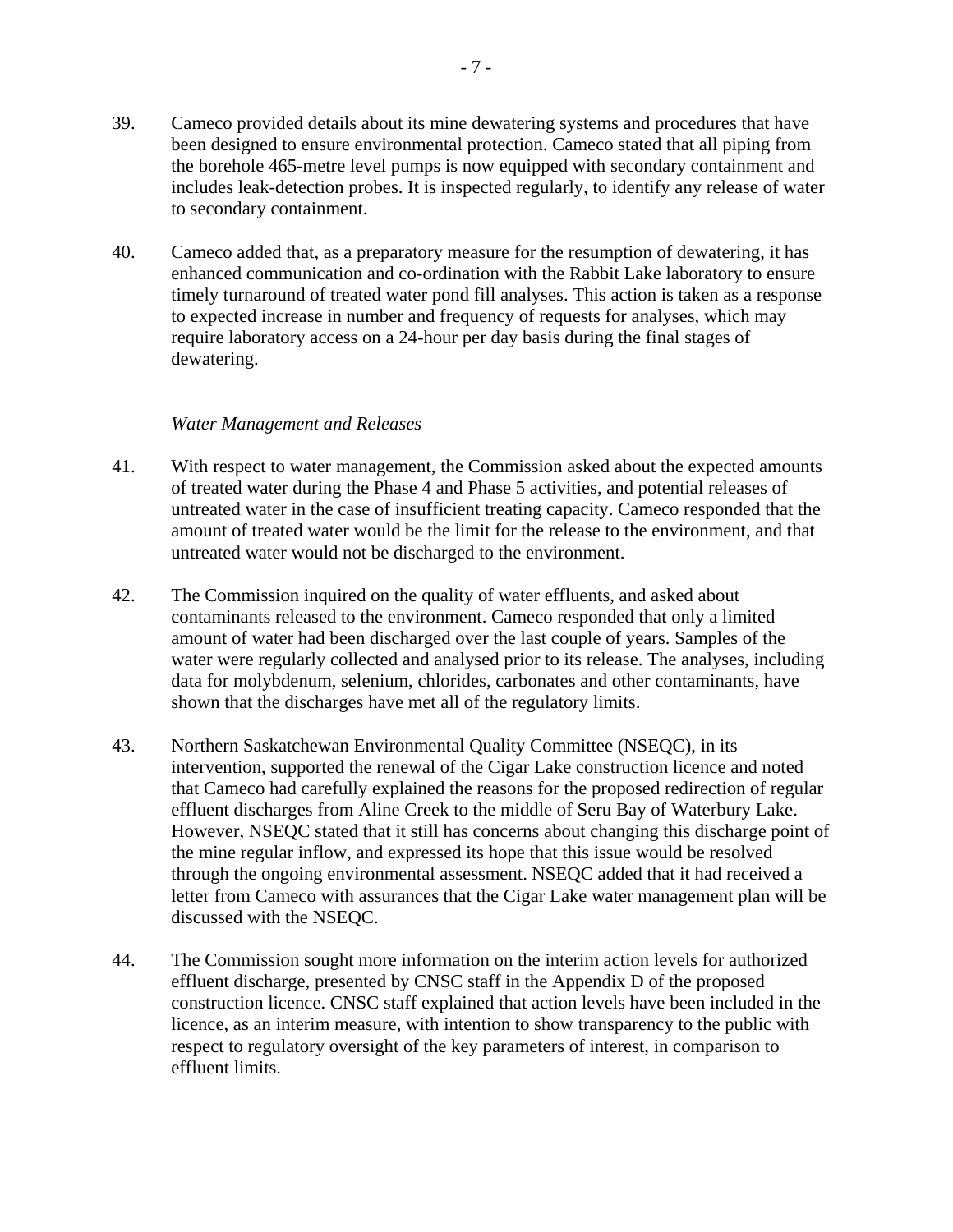39. Cameco provided details about its mine dewatering systems and procedures that have been designed to ensure environmental protection. Cameco stated that all piping from the borehole 465-metre level pumps is now equipped with secondary containment and includes leak-detection probes. It is inspected regularly, to identify any release of water to secondary containment.

40. Cameco added that, as a preparatory measure for the resumption of dewatering, it has enhanced communication and co-ordination with the Rabbit Lake laboratory to ensure timely turnaround of treated water pond fill analyses. This action is taken as a response to expected increase in number and frequency of requests for analyses, which may require laboratory access on a 24-hour per day basis during the final stages of dewatering.

*Water Management and Releases*

41. With respect to water management, the Commission asked about the expected amounts of treated water during the Phase 4 and Phase 5 activities, and potential releases of untreated water in the case of insufficient treating capacity. Cameco responded that the amount of treated water would be the limit for the release to the environment, and that untreated water would not be discharged to the environment.

42. The Commission inquired on the quality of water effluents, and asked about contaminants released to the environment. Cameco responded that only a limited amount of water had been discharged over the last couple of years. Samples of the water were regularly collected and analysed prior to its release. The analyses, including data for molybdenum, selenium, chlorides, carbonates and other contaminants, have shown that the discharges have met all of the regulatory limits.

43. Northern Saskatchewan Environmental Quality Committee (NSEQC), in its intervention, supported the renewal of the Cigar Lake construction licence and noted that Cameco had carefully explained the reasons for the proposed redirection of regular effluent discharges from Aline Creek to the middle of Seru Bay of Waterbury Lake. However, NSEQC stated that it still has concerns about changing this discharge point of the mine regular inflow, and expressed its hope that this issue would be resolved through the ongoing environmental assessment. NSEQC added that it had received a letter from Cameco with assurances that the Cigar Lake water management plan will be discussed with the NSEQC.

44. The Commission sought more information on the interim action levels for authorized effluent discharge, presented by CNSC staff in the Appendix D of the proposed construction licence. CNSC staff explained that action levels have been included in the licence, as an interim measure, with intention to show transparency to the public with respect to regulatory oversight of the key parameters of interest, in comparison to effluent limits.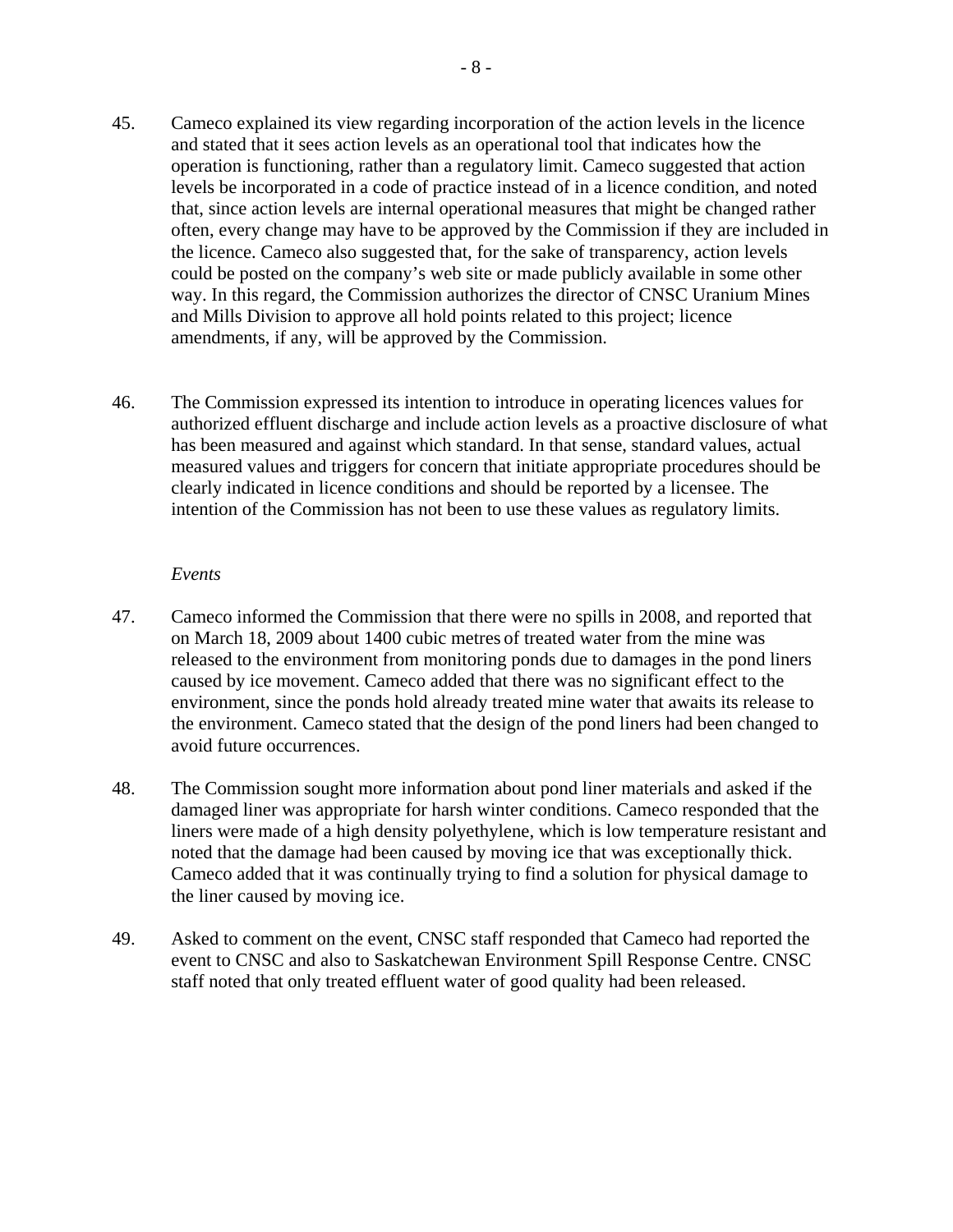45. Cameco explained its view regarding incorporation of the action levels in the licence and stated that it sees action levels as an operational tool that indicates how the operation is functioning, rather than a regulatory limit. Cameco suggested that action levels be incorporated in a code of practice instead of in a licence condition, and noted that, since action levels are internal operational measures that might be changed rather often, every change may have to be approved by the Commission if they are included in the licence. Cameco also suggested that, for the sake of transparency, action levels could be posted on the company's web site or made publicly available in some other way. In this regard, the Commission authorizes the director of CNSC Uranium Mines and Mills Division to approve all hold points related to this project; licence amendments, if any, will be approved by the Commission.

46. The Commission expressed its intention to introduce in operating licences values for authorized effluent discharge and include action levels as a proactive disclosure of what has been measured and against which standard. In that sense, standard values, actual measured values and triggers for concern that initiate appropriate procedures should be clearly indicated in licence conditions and should be reported by a licensee. The intention of the Commission has not been to use these values as regulatory limits.

*Events*

47. Cameco informed the Commission that there were no spills in 2008, and reported that on March 18, 2009 about 1400 cubic metres of treated water from the mine was released to the environment from monitoring ponds due to damages in the pond liners caused by ice movement. Cameco added that there was no significant effect to the environment, since the ponds hold already treated mine water that awaits its release to the environment. Cameco stated that the design of the pond liners had been changed to avoid future occurrences.

48. The Commission sought more information about pond liner materials and asked if the damaged liner was appropriate for harsh winter conditions. Cameco responded that the liners were made of a high density polyethylene, which is low temperature resistant and noted that the damage had been caused by moving ice that was exceptionally thick. Cameco added that it was continually trying to find a solution for physical damage to the liner caused by moving ice.

49. Asked to comment on the event, CNSC staff responded that Cameco had reported the event to CNSC and also to Saskatchewan Environment Spill Response Centre. CNSC staff noted that only treated effluent water of good quality had been released.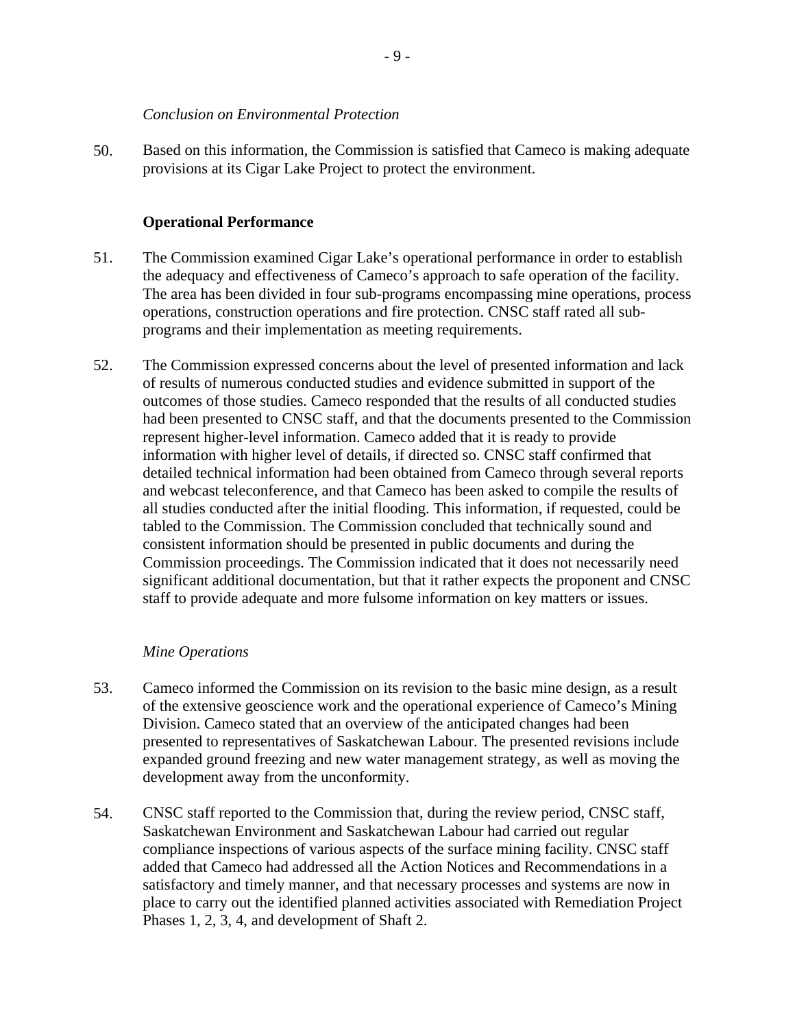*Conclusion on Environmental Protection*

50. Based on this information, the Commission is satisfied that Cameco is making adequate provisions at its Cigar Lake Project to protect the environment.

**Operational Performance**

51. The Commission examined Cigar Lake's operational performance in order to establish the adequacy and effectiveness of Cameco's approach to safe operation of the facility. The area has been divided in four sub-programs encompassing mine operations, process operations, construction operations and fire protection. CNSC staff rated all sub-programs and their implementation as meeting requirements.

52. The Commission expressed concerns about the level of presented information and lack of results of numerous conducted studies and evidence submitted in support of the outcomes of those studies. Cameco responded that the results of all conducted studies had been presented to CNSC staff, and that the documents presented to the Commission represent higher-level information. Cameco added that it is ready to provide information with higher level of details, if directed so. CNSC staff confirmed that detailed technical information had been obtained from Cameco through several reports and webcast teleconference, and that Cameco has been asked to compile the results of all studies conducted after the initial flooding. This information, if requested, could be tabled to the Commission. The Commission concluded that technically sound and consistent information should be presented in public documents and during the Commission proceedings. The Commission indicated that it does not necessarily need significant additional documentation, but that it rather expects the proponent and CNSC staff to provide adequate and more fulsome information on key matters or issues.

*Mine Operations*

53. Cameco informed the Commission on its revision to the basic mine design, as a result of the extensive geoscience work and the operational experience of Cameco's Mining Division. Cameco stated that an overview of the anticipated changes had been presented to representatives of Saskatchewan Labour. The presented revisions include expanded ground freezing and new water management strategy, as well as moving the development away from the unconformity.

54. CNSC staff reported to the Commission that, during the review period, CNSC staff, Saskatchewan Environment and Saskatchewan Labour had carried out regular compliance inspections of various aspects of the surface mining facility. CNSC staff added that Cameco had addressed all the Action Notices and Recommendations in a satisfactory and timely manner, and that necessary processes and systems are now in place to carry out the identified planned activities associated with Remediation Project Phases 1, 2, 3, 4, and development of Shaft 2.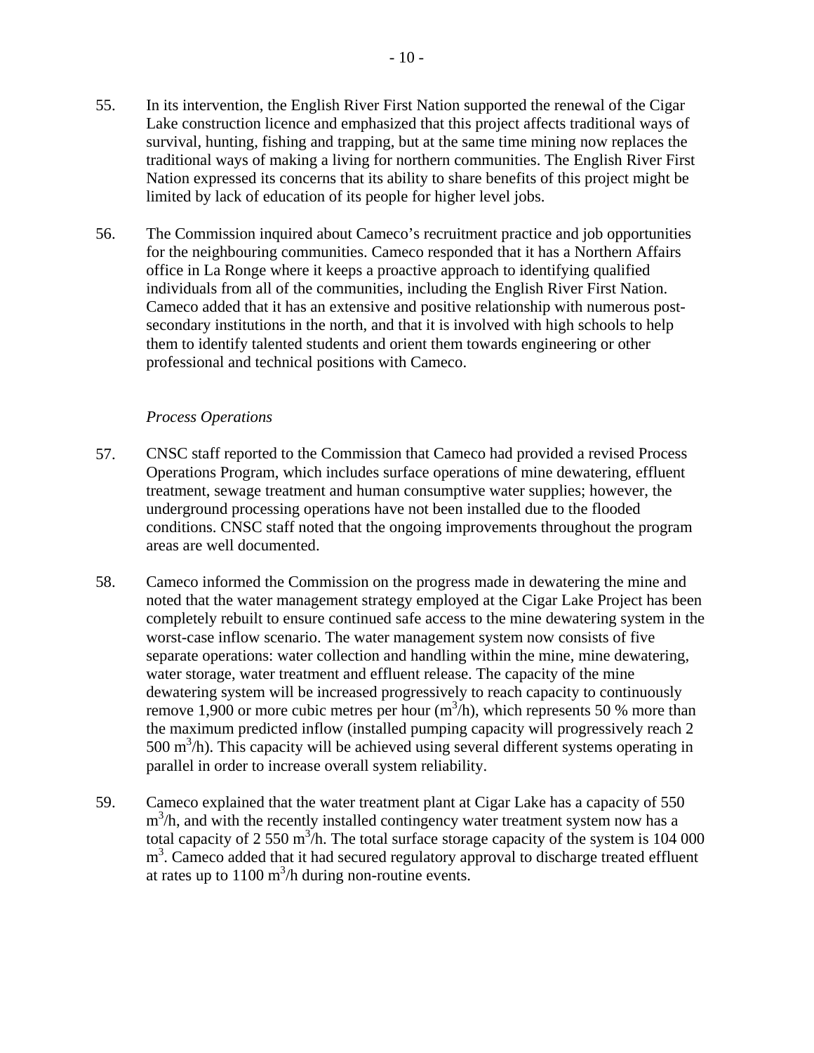55. In its intervention, the English River First Nation supported the renewal of the Cigar Lake construction licence and emphasized that this project affects traditional ways of survival, hunting, fishing and trapping, but at the same time mining now replaces the traditional ways of making a living for northern communities. The English River First Nation expressed its concerns that its ability to share benefits of this project might be limited by lack of education of its people for higher level jobs.

56. The Commission inquired about Cameco's recruitment practice and job opportunities for the neighbouring communities. Cameco responded that it has a Northern Affairs office in La Ronge where it keeps a proactive approach to identifying qualified individuals from all of the communities, including the English River First Nation. Cameco added that it has an extensive and positive relationship with numerous post-secondary institutions in the north, and that it is involved with high schools to help them to identify talented students and orient them towards engineering or other professional and technical positions with Cameco.

*Process Operations*

57. CNSC staff reported to the Commission that Cameco had provided a revised Process Operations Program, which includes surface operations of mine dewatering, effluent treatment, sewage treatment and human consumptive water supplies; however, the underground processing operations have not been installed due to the flooded conditions. CNSC staff noted that the ongoing improvements throughout the program areas are well documented.

58. Cameco informed the Commission on the progress made in dewatering the mine and noted that the water management strategy employed at the Cigar Lake Project has been completely rebuilt to ensure continued safe access to the mine dewatering system in the worst-case inflow scenario. The water management system now consists of five separate operations: water collection and handling within the mine, mine dewatering, water storage, water treatment and effluent release. The capacity of the mine dewatering system will be increased progressively to reach capacity to continuously remove 1,900 or more cubic metres per hour ($m^3$/h), which represents 50 % more than the maximum predicted inflow (installed pumping capacity will progressively reach 2 500 $m^3$/h). This capacity will be achieved using several different systems operating in parallel in order to increase overall system reliability.

59. Cameco explained that the water treatment plant at Cigar Lake has a capacity of 550 $m^3$/h, and with the recently installed contingency water treatment system now has a total capacity of 2 550 $m^3$/h. The total surface storage capacity of the system is 104 000 $m^3$. Cameco added that it had secured regulatory approval to discharge treated effluent at rates up to 1100 $m^3$/h during non-routine events.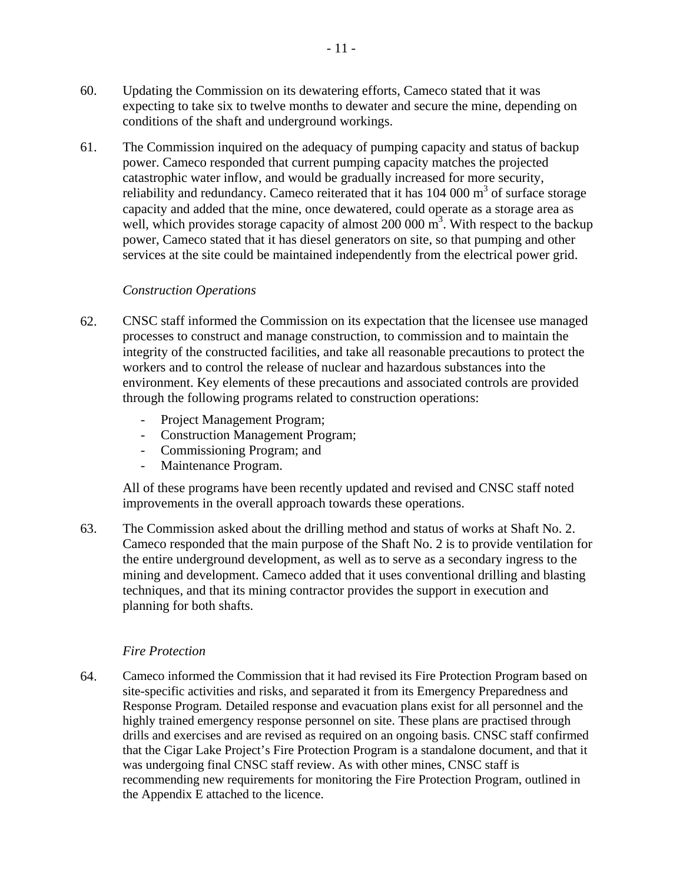60. Updating the Commission on its dewatering efforts, Cameco stated that it was expecting to take six to twelve months to dewater and secure the mine, depending on conditions of the shaft and underground workings.

61. The Commission inquired on the adequacy of pumping capacity and status of backup power. Cameco responded that current pumping capacity matches the projected catastrophic water inflow, and would be gradually increased for more security, reliability and redundancy. Cameco reiterated that it has 104 000 $m^3$ of surface storage capacity and added that the mine, once dewatered, could operate as a storage area as well, which provides storage capacity of almost 200 000 $m^3$. With respect to the backup power, Cameco stated that it has diesel generators on site, so that pumping and other services at the site could be maintained independently from the electrical power grid.

*Construction Operations*

62. CNSC staff informed the Commission on its expectation that the licensee use managed processes to construct and manage construction, to commission and to maintain the integrity of the constructed facilities, and take all reasonable precautions to protect the workers and to control the release of nuclear and hazardous substances into the environment. Key elements of these precautions and associated controls are provided through the following programs related to construction operations:

   - Project Management Program;
   - Construction Management Program;
   - Commissioning Program; and
   - Maintenance Program.

   All of these programs have been recently updated and revised and CNSC staff noted improvements in the overall approach towards these operations.

63. The Commission asked about the drilling method and status of works at Shaft No. 2. Cameco responded that the main purpose of the Shaft No. 2 is to provide ventilation for the entire underground development, as well as to serve as a secondary ingress to the mining and development. Cameco added that it uses conventional drilling and blasting techniques, and that its mining contractor provides the support in execution and planning for both shafts.

*Fire Protection*

64. Cameco informed the Commission that it had revised its Fire Protection Program based on site-specific activities and risks, and separated it from its Emergency Preparedness and Response Program. Detailed response and evacuation plans exist for all personnel and the highly trained emergency response personnel on site. These plans are practised through drills and exercises and are revised as required on an ongoing basis. CNSC staff confirmed that the Cigar Lake Project's Fire Protection Program is a standalone document, and that it was undergoing final CNSC staff review. As with other mines, CNSC staff is recommending new requirements for monitoring the Fire Protection Program, outlined in the Appendix E attached to the licence.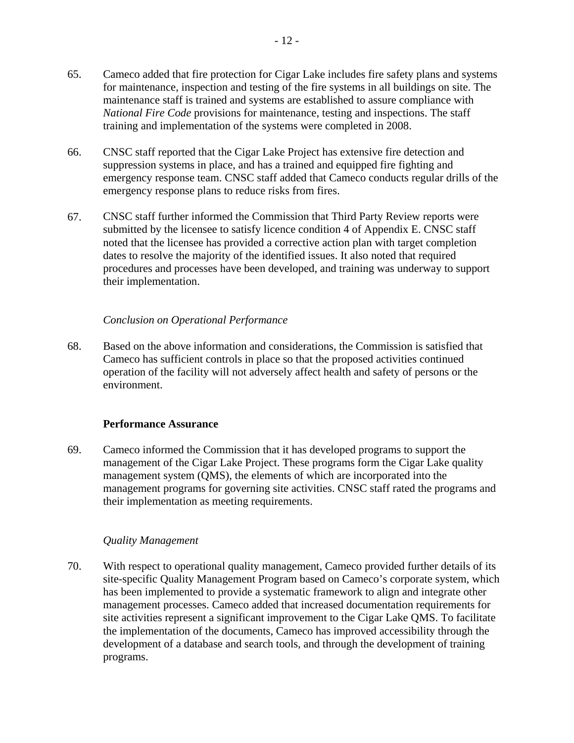65. Cameco added that fire protection for Cigar Lake includes fire safety plans and systems for maintenance, inspection and testing of the fire systems in all buildings on site. The maintenance staff is trained and systems are established to assure compliance with *National Fire Code* provisions for maintenance, testing and inspections. The staff training and implementation of the systems were completed in 2008.

66. CNSC staff reported that the Cigar Lake Project has extensive fire detection and suppression systems in place, and has a trained and equipped fire fighting and emergency response team. CNSC staff added that Cameco conducts regular drills of the emergency response plans to reduce risks from fires.

67. CNSC staff further informed the Commission that Third Party Review reports were submitted by the licensee to satisfy licence condition 4 of Appendix E. CNSC staff noted that the licensee has provided a corrective action plan with target completion dates to resolve the majority of the identified issues. It also noted that required procedures and processes have been developed, and training was underway to support their implementation.

*Conclusion on Operational Performance*

68. Based on the above information and considerations, the Commission is satisfied that Cameco has sufficient controls in place so that the proposed activities continued operation of the facility will not adversely affect health and safety of persons or the environment.

**Performance Assurance**

69. Cameco informed the Commission that it has developed programs to support the management of the Cigar Lake Project. These programs form the Cigar Lake quality management system (QMS), the elements of which are incorporated into the management programs for governing site activities. CNSC staff rated the programs and their implementation as meeting requirements.

*Quality Management*

70. With respect to operational quality management, Cameco provided further details of its site-specific Quality Management Program based on Cameco's corporate system, which has been implemented to provide a systematic framework to align and integrate other management processes. Cameco added that increased documentation requirements for site activities represent a significant improvement to the Cigar Lake QMS. To facilitate the implementation of the documents, Cameco has improved accessibility through the development of a database and search tools, and through the development of training programs.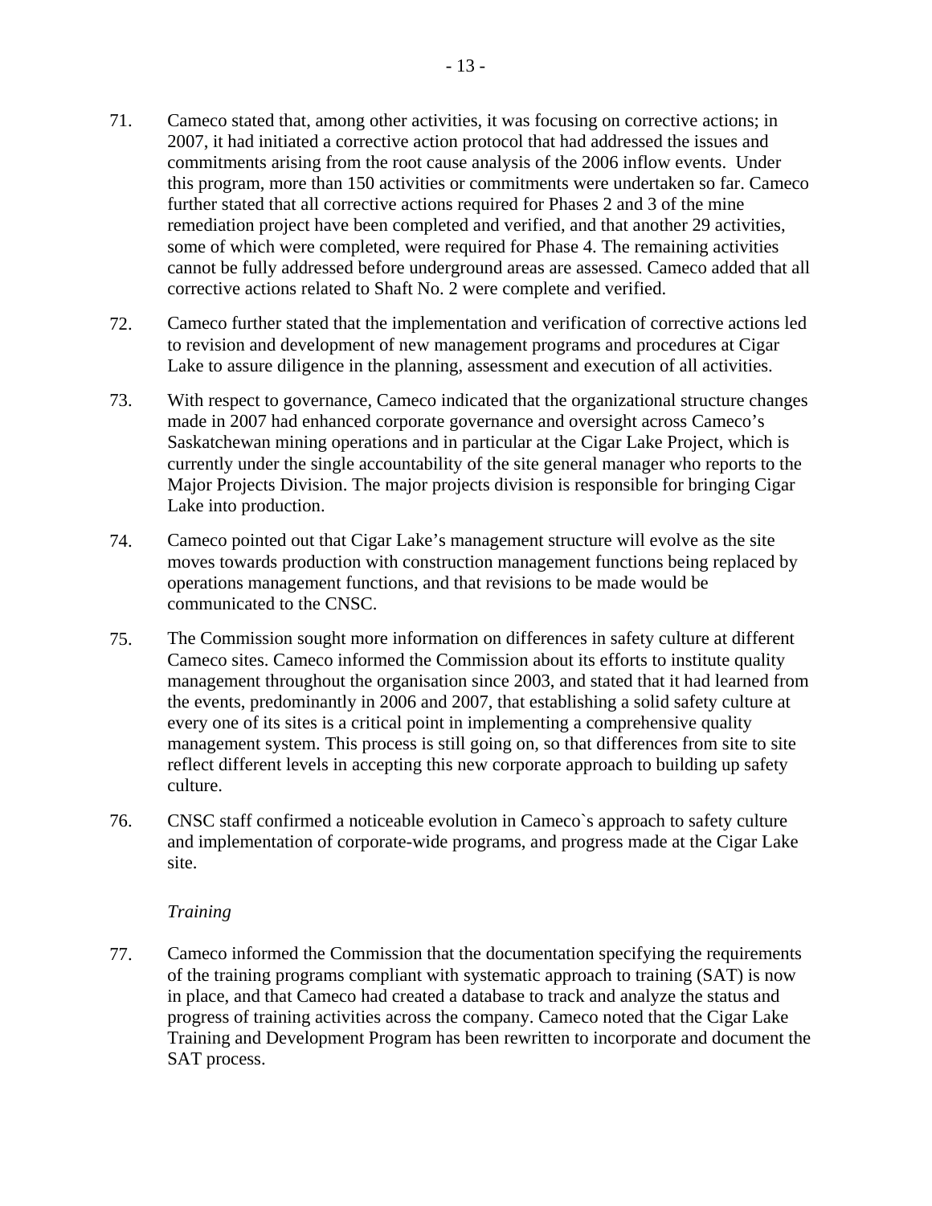71. Cameco stated that, among other activities, it was focusing on corrective actions; in 2007, it had initiated a corrective action protocol that had addressed the issues and commitments arising from the root cause analysis of the 2006 inflow events. Under this program, more than 150 activities or commitments were undertaken so far. Cameco further stated that all corrective actions required for Phases 2 and 3 of the mine remediation project have been completed and verified, and that another 29 activities, some of which were completed, were required for Phase 4. The remaining activities cannot be fully addressed before underground areas are assessed. Cameco added that all corrective actions related to Shaft No. 2 were complete and verified.

72. Cameco further stated that the implementation and verification of corrective actions led to revision and development of new management programs and procedures at Cigar Lake to assure diligence in the planning, assessment and execution of all activities.

73. With respect to governance, Cameco indicated that the organizational structure changes made in 2007 had enhanced corporate governance and oversight across Cameco's Saskatchewan mining operations and in particular at the Cigar Lake Project, which is currently under the single accountability of the site general manager who reports to the Major Projects Division. The major projects division is responsible for bringing Cigar Lake into production.

74. Cameco pointed out that Cigar Lake's management structure will evolve as the site moves towards production with construction management functions being replaced by operations management functions, and that revisions to be made would be communicated to the CNSC.

75. The Commission sought more information on differences in safety culture at different Cameco sites. Cameco informed the Commission about its efforts to institute quality management throughout the organisation since 2003, and stated that it had learned from the events, predominantly in 2006 and 2007, that establishing a solid safety culture at every one of its sites is a critical point in implementing a comprehensive quality management system. This process is still going on, so that differences from site to site reflect different levels in accepting this new corporate approach to building up safety culture.

76. CNSC staff confirmed a noticeable evolution in Cameco`s approach to safety culture and implementation of corporate-wide programs, and progress made at the Cigar Lake site.

*Training*

77. Cameco informed the Commission that the documentation specifying the requirements of the training programs compliant with systematic approach to training (SAT) is now in place, and that Cameco had created a database to track and analyze the status and progress of training activities across the company. Cameco noted that the Cigar Lake Training and Development Program has been rewritten to incorporate and document the SAT process.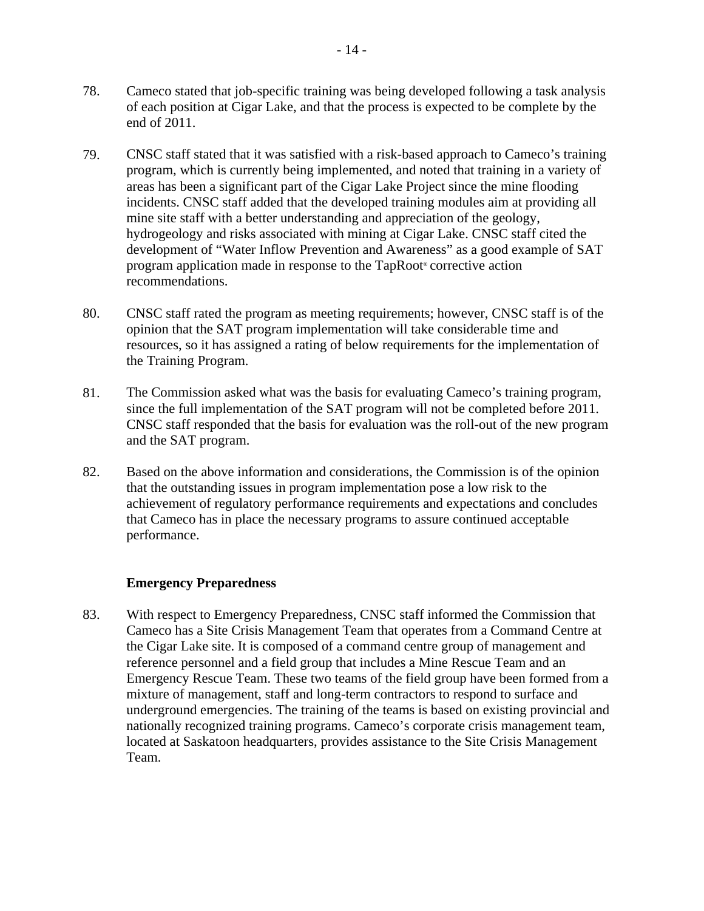78. Cameco stated that job-specific training was being developed following a task analysis of each position at Cigar Lake, and that the process is expected to be complete by the end of 2011.

79. CNSC staff stated that it was satisfied with a risk-based approach to Cameco's training program, which is currently being implemented, and noted that training in a variety of areas has been a significant part of the Cigar Lake Project since the mine flooding incidents. CNSC staff added that the developed training modules aim at providing all mine site staff with a better understanding and appreciation of the geology, hydrogeology and risks associated with mining at Cigar Lake. CNSC staff cited the development of "Water Inflow Prevention and Awareness" as a good example of SAT program application made in response to the TapRoot® corrective action recommendations.

80. CNSC staff rated the program as meeting requirements; however, CNSC staff is of the opinion that the SAT program implementation will take considerable time and resources, so it has assigned a rating of below requirements for the implementation of the Training Program.

81. The Commission asked what was the basis for evaluating Cameco's training program, since the full implementation of the SAT program will not be completed before 2011. CNSC staff responded that the basis for evaluation was the roll-out of the new program and the SAT program.

82. Based on the above information and considerations, the Commission is of the opinion that the outstanding issues in program implementation pose a low risk to the achievement of regulatory performance requirements and expectations and concludes that Cameco has in place the necessary programs to assure continued acceptable performance.

**Emergency Preparedness**

83. With respect to Emergency Preparedness, CNSC staff informed the Commission that Cameco has a Site Crisis Management Team that operates from a Command Centre at the Cigar Lake site. It is composed of a command centre group of management and reference personnel and a field group that includes a Mine Rescue Team and an Emergency Rescue Team. These two teams of the field group have been formed from a mixture of management, staff and long-term contractors to respond to surface and underground emergencies. The training of the teams is based on existing provincial and nationally recognized training programs. Cameco's corporate crisis management team, located at Saskatoon headquarters, provides assistance to the Site Crisis Management Team.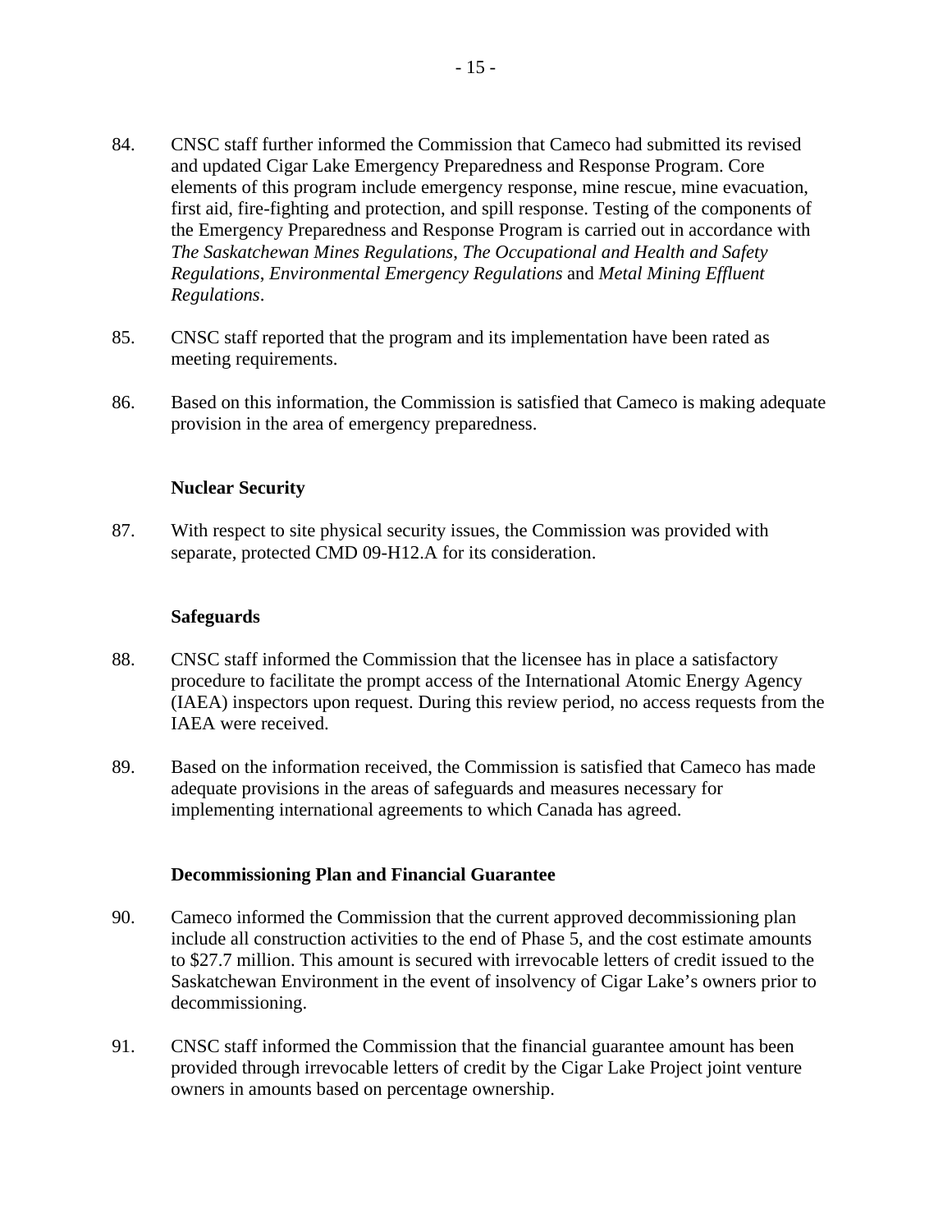84. CNSC staff further informed the Commission that Cameco had submitted its revised and updated Cigar Lake Emergency Preparedness and Response Program. Core elements of this program include emergency response, mine rescue, mine evacuation, first aid, fire-fighting and protection, and spill response. Testing of the components of the Emergency Preparedness and Response Program is carried out in accordance with *The Saskatchewan Mines Regulations*, *The Occupational and Health and Safety Regulations*, *Environmental Emergency Regulations* and *Metal Mining Effluent Regulations*.

85. CNSC staff reported that the program and its implementation have been rated as meeting requirements.

86. Based on this information, the Commission is satisfied that Cameco is making adequate provision in the area of emergency preparedness.

**Nuclear Security**

87. With respect to site physical security issues, the Commission was provided with separate, protected CMD 09-H12.A for its consideration.

**Safeguards**

88. CNSC staff informed the Commission that the licensee has in place a satisfactory procedure to facilitate the prompt access of the International Atomic Energy Agency (IAEA) inspectors upon request. During this review period, no access requests from the IAEA were received.

89. Based on the information received, the Commission is satisfied that Cameco has made adequate provisions in the areas of safeguards and measures necessary for implementing international agreements to which Canada has agreed.

**Decommissioning Plan and Financial Guarantee**

90. Cameco informed the Commission that the current approved decommissioning plan include all construction activities to the end of Phase 5, and the cost estimate amounts to $27.7 million. This amount is secured with irrevocable letters of credit issued to the Saskatchewan Environment in the event of insolvency of Cigar Lake's owners prior to decommissioning.

91. CNSC staff informed the Commission that the financial guarantee amount has been provided through irrevocable letters of credit by the Cigar Lake Project joint venture owners in amounts based on percentage ownership.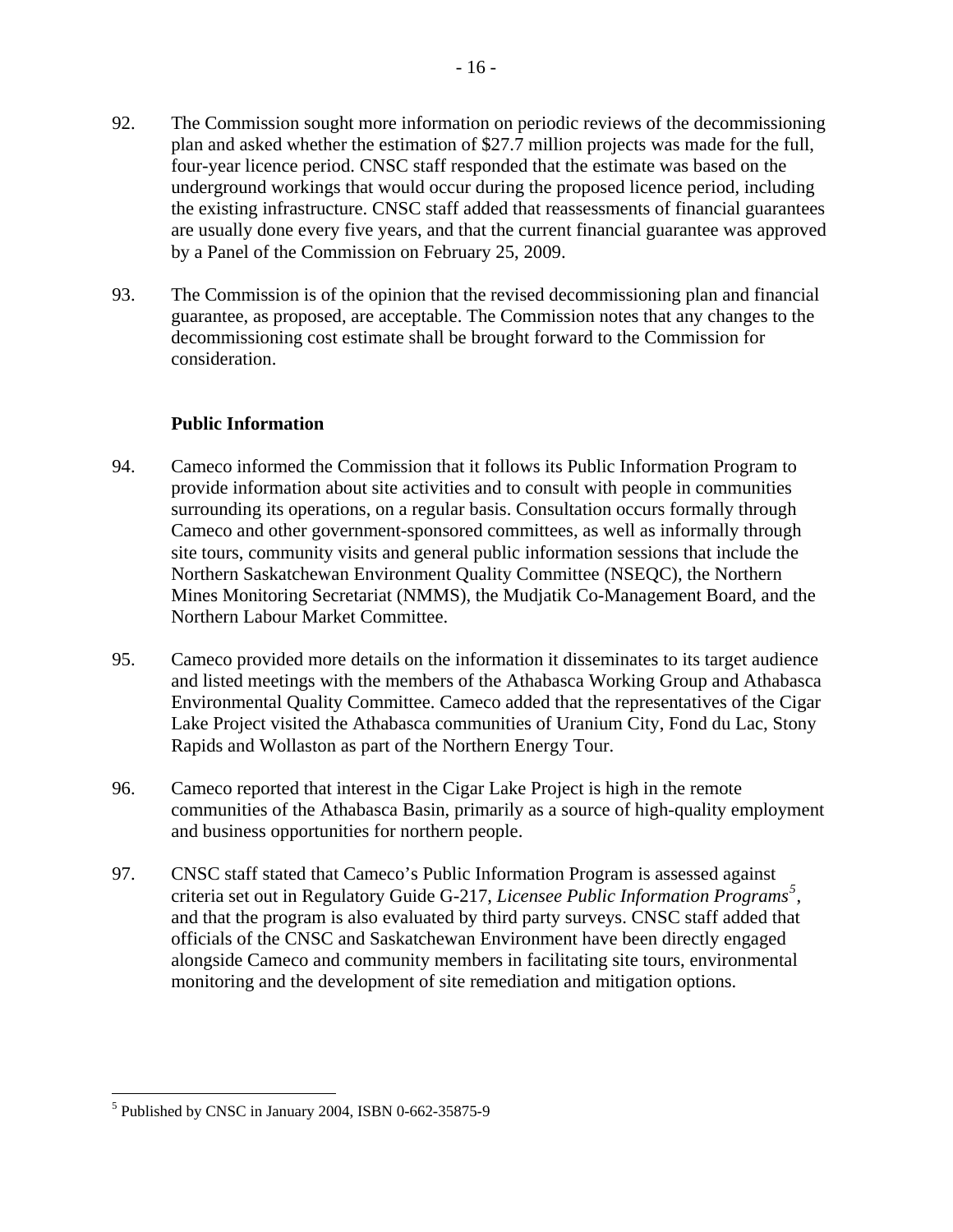92. The Commission sought more information on periodic reviews of the decommissioning plan and asked whether the estimation of $27.7 million projects was made for the full, four-year licence period. CNSC staff responded that the estimate was based on the underground workings that would occur during the proposed licence period, including the existing infrastructure. CNSC staff added that reassessments of financial guarantees are usually done every five years, and that the current financial guarantee was approved by a Panel of the Commission on February 25, 2009.

93. The Commission is of the opinion that the revised decommissioning plan and financial guarantee, as proposed, are acceptable. The Commission notes that any changes to the decommissioning cost estimate shall be brought forward to the Commission for consideration.

**Public Information**

94. Cameco informed the Commission that it follows its Public Information Program to provide information about site activities and to consult with people in communities surrounding its operations, on a regular basis. Consultation occurs formally through Cameco and other government-sponsored committees, as well as informally through site tours, community visits and general public information sessions that include the Northern Saskatchewan Environment Quality Committee (NSEQC), the Northern Mines Monitoring Secretariat (NMMS), the Mudjatik Co-Management Board, and the Northern Labour Market Committee.

95. Cameco provided more details on the information it disseminates to its target audience and listed meetings with the members of the Athabasca Working Group and Athabasca Environmental Quality Committee. Cameco added that the representatives of the Cigar Lake Project visited the Athabasca communities of Uranium City, Fond du Lac, Stony Rapids and Wollaston as part of the Northern Energy Tour.

96. Cameco reported that interest in the Cigar Lake Project is high in the remote communities of the Athabasca Basin, primarily as a source of high-quality employment and business opportunities for northern people.

97. CNSC staff stated that Cameco's Public Information Program is assessed against criteria set out in Regulatory Guide G-217, *Licensee Public Information Programs*[5], and that the program is also evaluated by third party surveys. CNSC staff added that officials of the CNSC and Saskatchewan Environment have been directly engaged alongside Cameco and community members in facilitating site tours, environmental monitoring and the development of site remediation and mitigation options.

---

[5] Published by CNSC in January 2004, ISBN 0-662-35875-9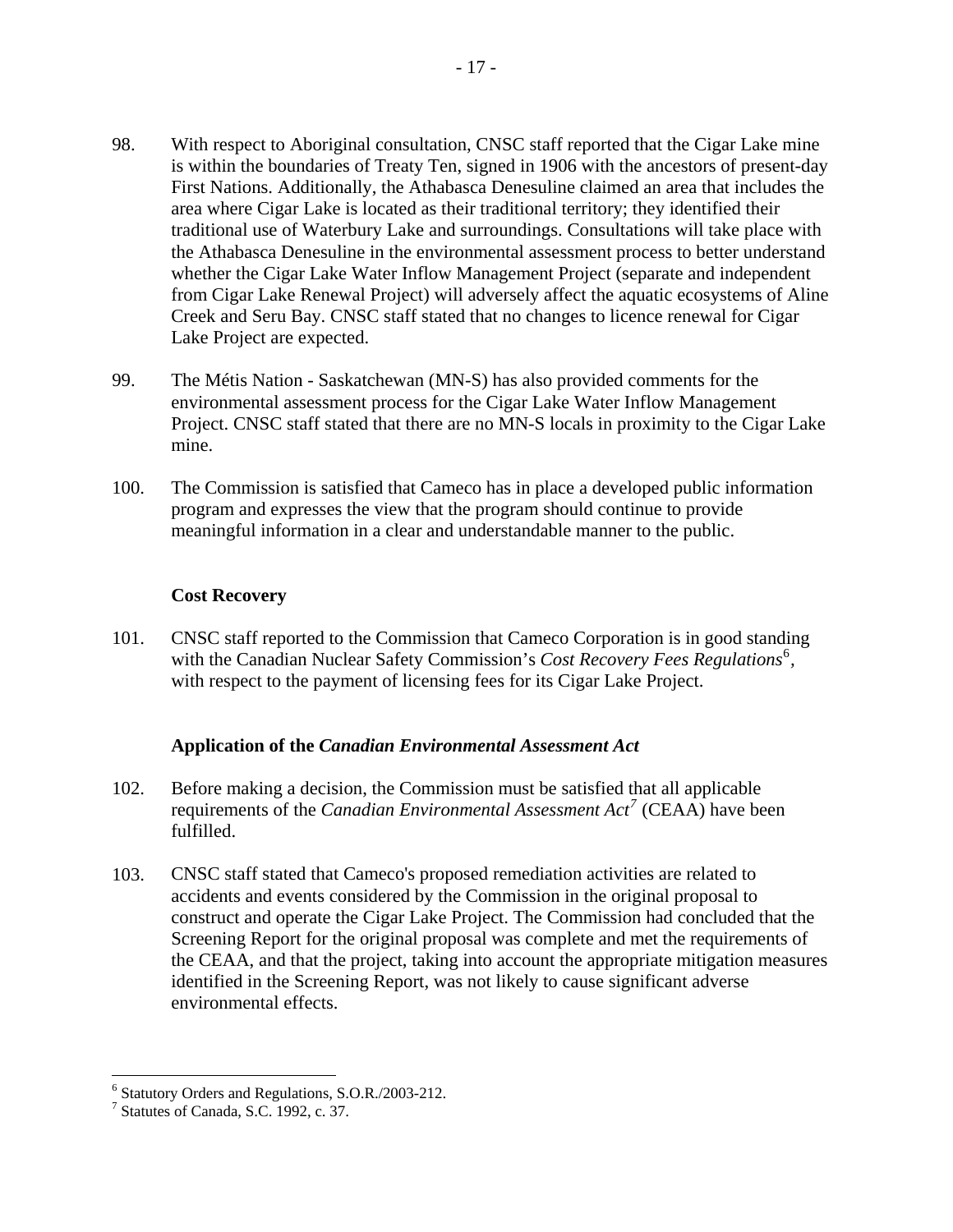98. With respect to Aboriginal consultation, CNSC staff reported that the Cigar Lake mine is within the boundaries of Treaty Ten, signed in 1906 with the ancestors of present-day First Nations. Additionally, the Athabasca Denesuline claimed an area that includes the area where Cigar Lake is located as their traditional territory; they identified their traditional use of Waterbury Lake and surroundings. Consultations will take place with the Athabasca Denesuline in the environmental assessment process to better understand whether the Cigar Lake Water Inflow Management Project (separate and independent from Cigar Lake Renewal Project) will adversely affect the aquatic ecosystems of Aline Creek and Seru Bay. CNSC staff stated that no changes to licence renewal for Cigar Lake Project are expected.

99. The Métis Nation - Saskatchewan (MN-S) has also provided comments for the environmental assessment process for the Cigar Lake Water Inflow Management Project. CNSC staff stated that there are no MN-S locals in proximity to the Cigar Lake mine.

100. The Commission is satisfied that Cameco has in place a developed public information program and expresses the view that the program should continue to provide meaningful information in a clear and understandable manner to the public.

### Cost Recovery

101. CNSC staff reported to the Commission that Cameco Corporation is in good standing with the Canadian Nuclear Safety Commission's *Cost Recovery Fees Regulations*[6], with respect to the payment of licensing fees for its Cigar Lake Project.

### Application of the *Canadian Environmental Assessment Act*

102. Before making a decision, the Commission must be satisfied that all applicable requirements of the *Canadian Environmental Assessment Act*[7] (CEAA) have been fulfilled.

103. CNSC staff stated that Cameco's proposed remediation activities are related to accidents and events considered by the Commission in the original proposal to construct and operate the Cigar Lake Project. The Commission had concluded that the Screening Report for the original proposal was complete and met the requirements of the CEAA, and that the project, taking into account the appropriate mitigation measures identified in the Screening Report, was not likely to cause significant adverse environmental effects.

[6] Statutory Orders and Regulations, S.O.R./2003-212.

[7] Statutes of Canada, S.C. 1992, c. 37.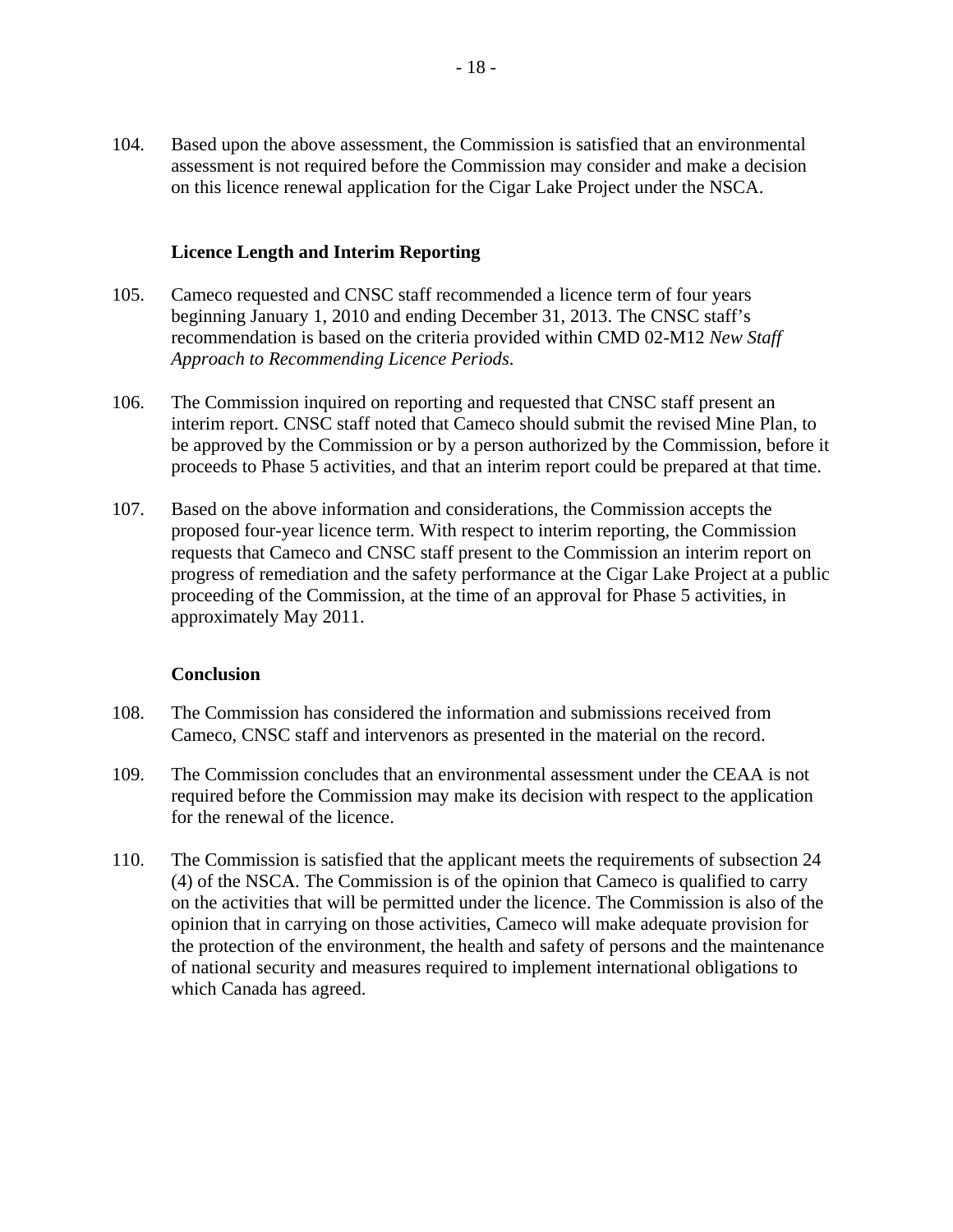104. Based upon the above assessment, the Commission is satisfied that an environmental assessment is not required before the Commission may consider and make a decision on this licence renewal application for the Cigar Lake Project under the NSCA.

### Licence Length and Interim Reporting

105. Cameco requested and CNSC staff recommended a licence term of four years beginning January 1, 2010 and ending December 31, 2013. The CNSC staff's recommendation is based on the criteria provided within CMD 02-M12 *New Staff Approach to Recommending Licence Periods*.

106. The Commission inquired on reporting and requested that CNSC staff present an interim report. CNSC staff noted that Cameco should submit the revised Mine Plan, to be approved by the Commission or by a person authorized by the Commission, before it proceeds to Phase 5 activities, and that an interim report could be prepared at that time.

107. Based on the above information and considerations, the Commission accepts the proposed four-year licence term. With respect to interim reporting, the Commission requests that Cameco and CNSC staff present to the Commission an interim report on progress of remediation and the safety performance at the Cigar Lake Project at a public proceeding of the Commission, at the time of an approval for Phase 5 activities, in approximately May 2011.

### Conclusion

108. The Commission has considered the information and submissions received from Cameco, CNSC staff and intervenors as presented in the material on the record.

109. The Commission concludes that an environmental assessment under the CEAA is not required before the Commission may make its decision with respect to the application for the renewal of the licence.

110. The Commission is satisfied that the applicant meets the requirements of subsection 24 (4) of the NSCA. The Commission is of the opinion that Cameco is qualified to carry on the activities that will be permitted under the licence. The Commission is also of the opinion that in carrying on those activities, Cameco will make adequate provision for the protection of the environment, the health and safety of persons and the maintenance of national security and measures required to implement international obligations to which Canada has agreed.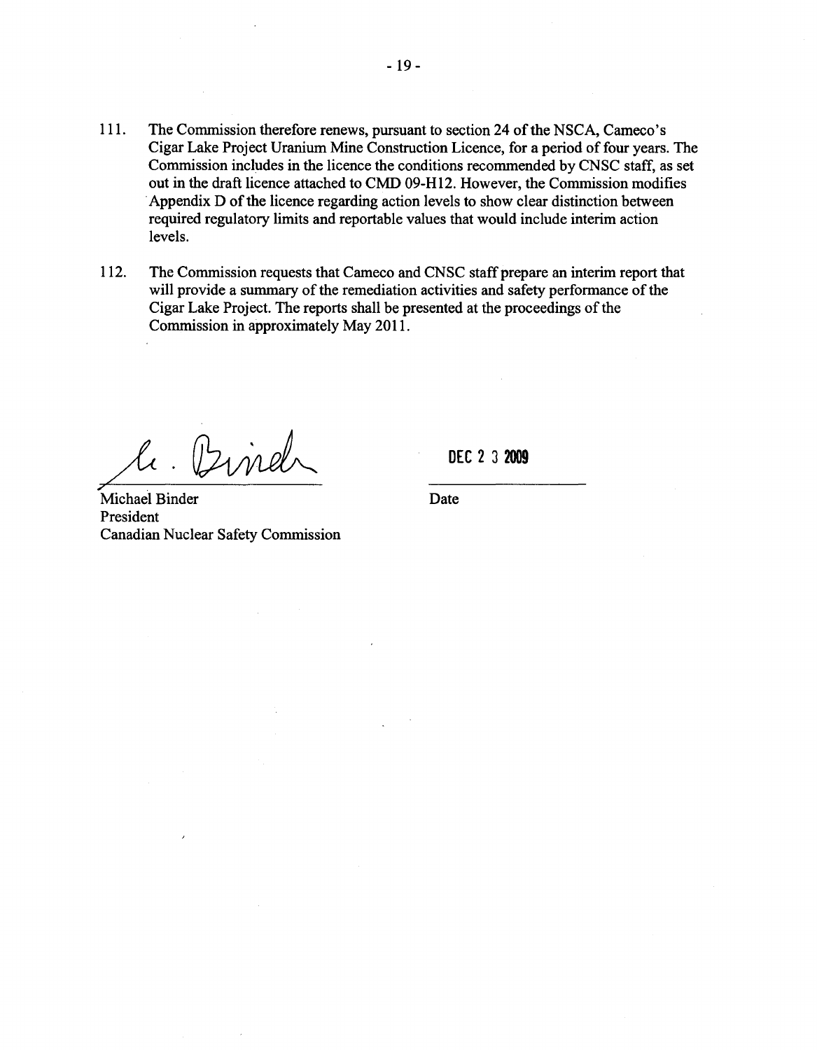111. The Commission therefore renews, pursuant to section 24 of the NSCA, Cameco's Cigar Lake Project Uranium Mine Construction Licence, for a period of four years. The Commission includes in the licence the conditions recommended by CNSC staff, as set out in the draft licence attached to CMD 09-H12. However, the Commission modifies Appendix D of the licence regarding action levels to show clear distinction between required regulatory limits and reportable values that would include interim action levels.

112. The Commission requests that Cameco and CNSC staff prepare an interim report that will provide a summary of the remediation activities and safety performance of the Cigar Lake Project. The reports shall be presented at the proceedings of the Commission in approximately May 2011.

Michael Binder
President
Canadian Nuclear Safety Commission

DEC 2 3 2009

Date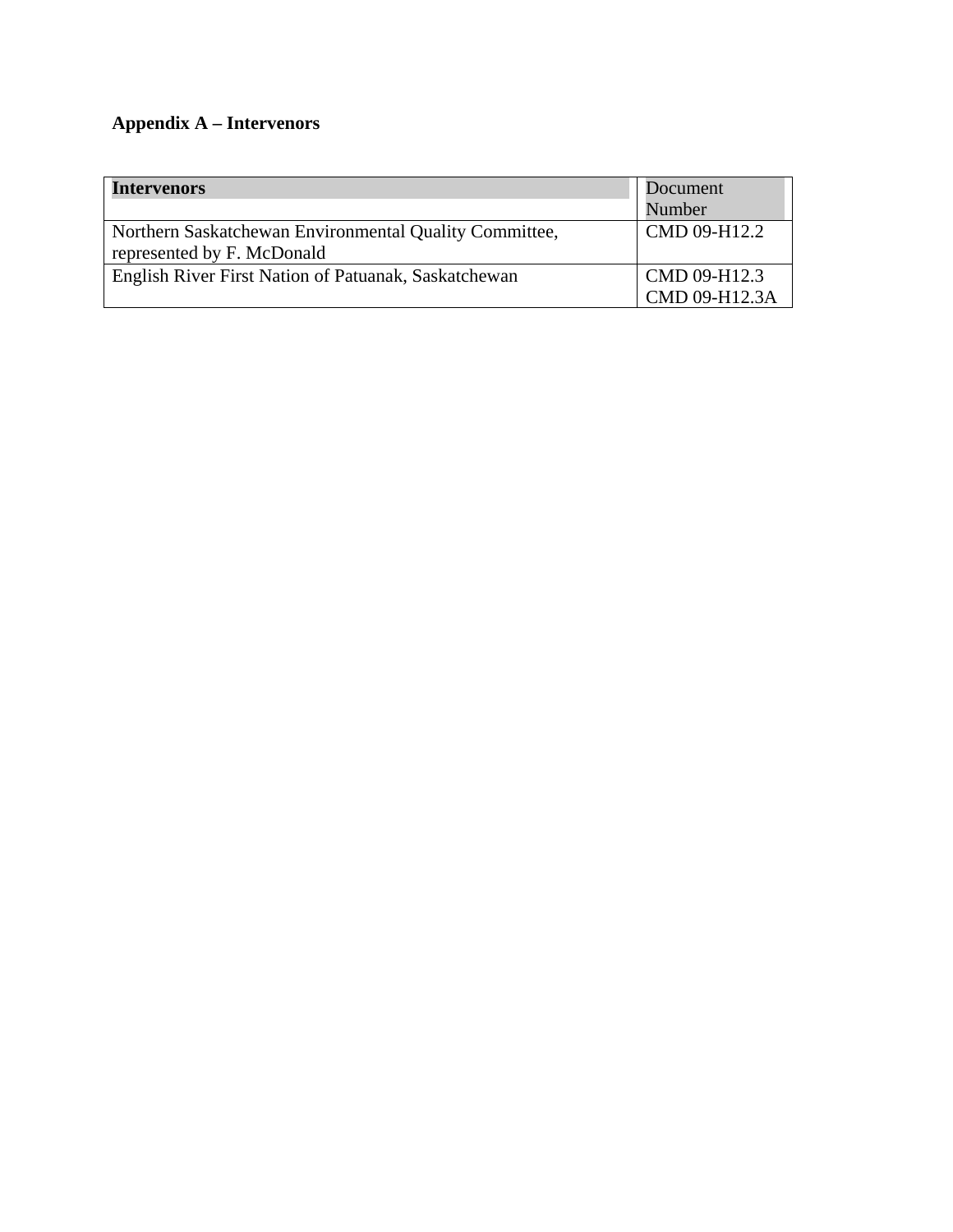## Appendix A – Intervenors

| Intervenors | Document Number |
| --- | --- |
| Northern Saskatchewan Environmental Quality Committee, represented by F. McDonald | CMD 09-H12.2 |
| English River First Nation of Patuanak, Saskatchewan | CMD 09-H12.3<br>CMD 09-H12.3A |